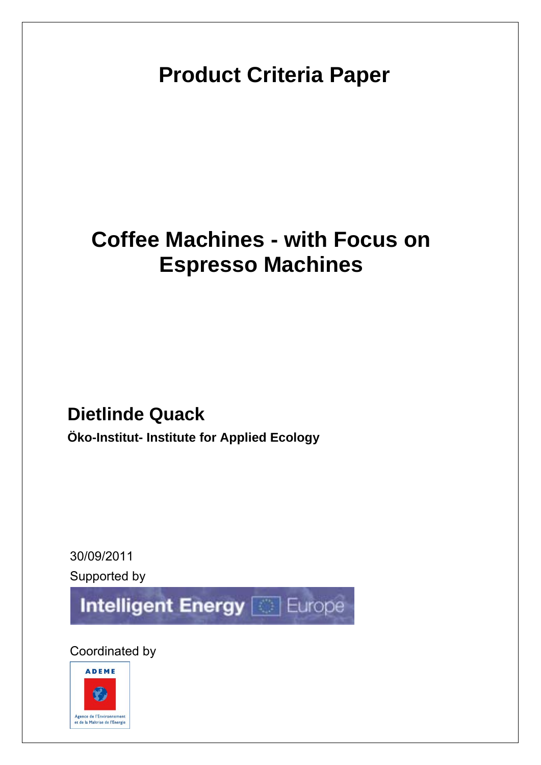# Product Criteria Paper

# Coffee Machines - with Focus on Espresso Machines

## Dietlinde Quack

**Öko-Institut- Institute for Applied Ecology**

30/09/2011

Supported by

Intelligent Energy Europe

Coordinated by

ADEME

Agence de l'Environnement et de la Maîtrise de l'Energie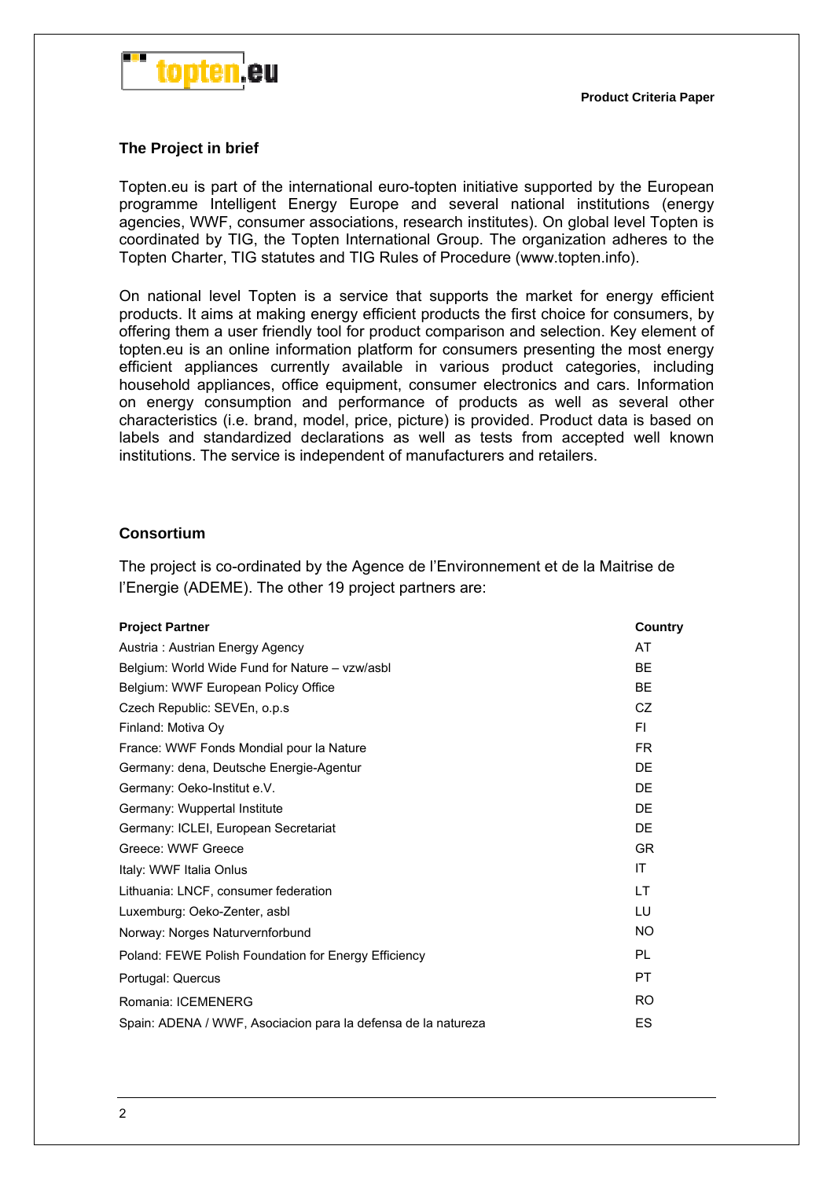## The Project in brief

Topten.eu is part of the international euro-topten initiative supported by the European programme Intelligent Energy Europe and several national institutions (energy agencies, WWF, consumer associations, research institutes). On global level Topten is coordinated by TIG, the Topten International Group. The organization adheres to the Topten Charter, TIG statutes and TIG Rules of Procedure (www.topten.info).

On national level Topten is a service that supports the market for energy efficient products. It aims at making energy efficient products the first choice for consumers, by offering them a user friendly tool for product comparison and selection. Key element of topten.eu is an online information platform for consumers presenting the most energy efficient appliances currently available in various product categories, including household appliances, office equipment, consumer electronics and cars. Information on energy consumption and performance of products as well as several other characteristics (i.e. brand, model, price, picture) is provided. Product data is based on labels and standardized declarations as well as tests from accepted well known institutions. The service is independent of manufacturers and retailers.

## Consortium

The project is co-ordinated by the Agence de l'Environnement et de la Maitrise de l'Energie (ADEME). The other 19 project partners are:

| Project Partner | Country |
|---|---|
| Austria : Austrian Energy Agency | AT |
| Belgium: World Wide Fund for Nature – vzw/asbl | BE |
| Belgium: WWF European Policy Office | BE |
| Czech Republic: SEVEn, o.p.s | CZ |
| Finland: Motiva Oy | FI |
| France: WWF Fonds Mondial pour la Nature | FR |
| Germany: dena, Deutsche Energie-Agentur | DE |
| Germany: Oeko-Institut e.V. | DE |
| Germany: Wuppertal Institute | DE |
| Germany: ICLEI, European Secretariat | DE |
| Greece: WWF Greece | GR |
| Italy: WWF Italia Onlus | IT |
| Lithuania: LNCF, consumer federation | LT |
| Luxemburg: Oeko-Zenter, asbl | LU |
| Norway: Norges Naturvernforbund | NO |
| Poland: FEWE Polish Foundation for Energy Efficiency | PL |
| Portugal: Quercus | PT |
| Romania: ICEMENERG | RO |
| Spain: ADENA / WWF, Asociacion para la defensa de la natureza | ES |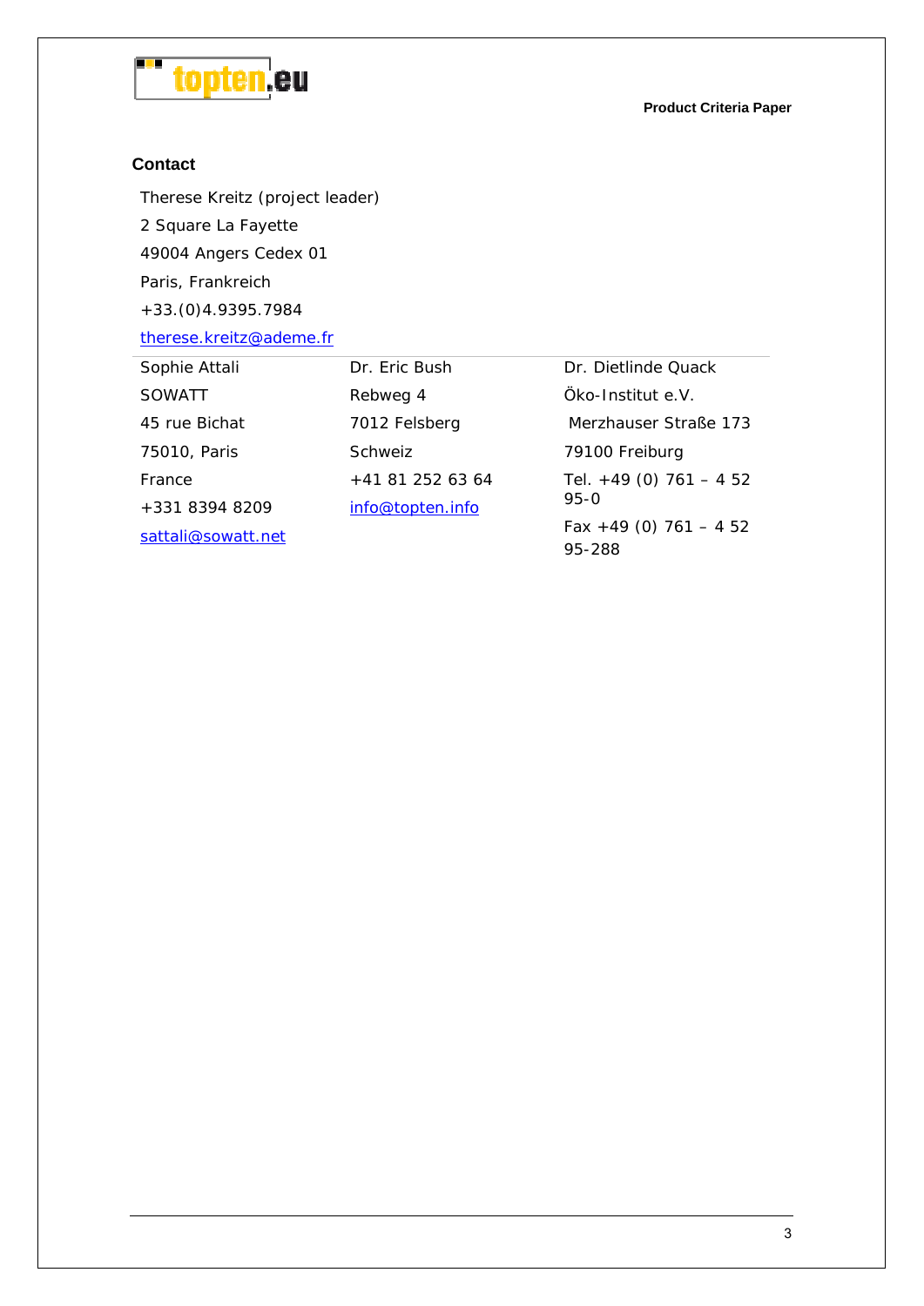## Contact

Therese Kreitz (project leader)

2 Square La Fayette

49004 Angers Cedex 01

Paris, Frankreich

+33.(0)4.9395.7984

therese.kreitz@ademe.fr

---

| Sophie Attali | Dr. Eric Bush | Dr. Dietlinde Quack |
|---|---|---|
| SOWATT | Rebweg 4 | Öko-Institut e.V. |
| 45 rue Bichat | 7012 Felsberg | Merzhauser Straße 173 |
| 75010, Paris | Schweiz | 79100 Freiburg |
| France | +41 81 252 63 64 | Tel. +49 (0) 761 – 4 52 95-0 |
| +331 8394 8209 | info@topten.info | Fax +49 (0) 761 – 4 52 95-288 |
| sattali@sowatt.net | | |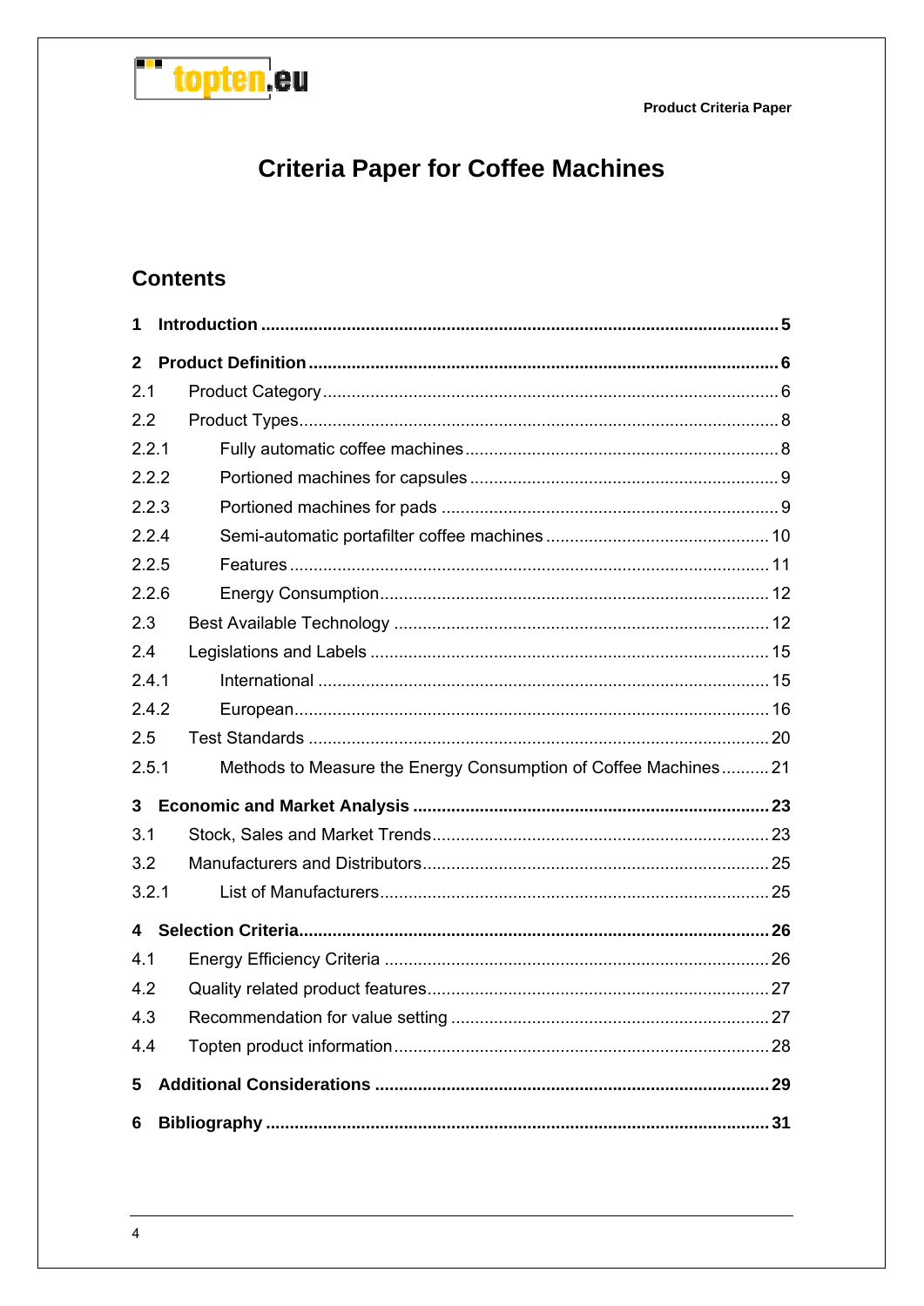# Criteria Paper for Coffee Machines

## Contents

**1 Introduction .......... 5**

**2 Product Definition .......... 6**

2.1 Product Category .......... 6

2.2 Product Types .......... 8

2.2.1 Fully automatic coffee machines .......... 8

2.2.2 Portioned machines for capsules .......... 9

2.2.3 Portioned machines for pads .......... 9

2.2.4 Semi-automatic portafilter coffee machines .......... 10

2.2.5 Features .......... 11

2.2.6 Energy Consumption .......... 12

2.3 Best Available Technology .......... 12

2.4 Legislations and Labels .......... 15

2.4.1 International .......... 15

2.4.2 European .......... 16

2.5 Test Standards .......... 20

2.5.1 Methods to Measure the Energy Consumption of Coffee Machines .......... 21

**3 Economic and Market Analysis .......... 23**

3.1 Stock, Sales and Market Trends .......... 23

3.2 Manufacturers and Distributors .......... 25

3.2.1 List of Manufacturers .......... 25

**4 Selection Criteria .......... 26**

4.1 Energy Efficiency Criteria .......... 26

4.2 Quality related product features .......... 27

4.3 Recommendation for value setting .......... 27

4.4 Topten product information .......... 28

**5 Additional Considerations .......... 29**

**6 Bibliography .......... 31**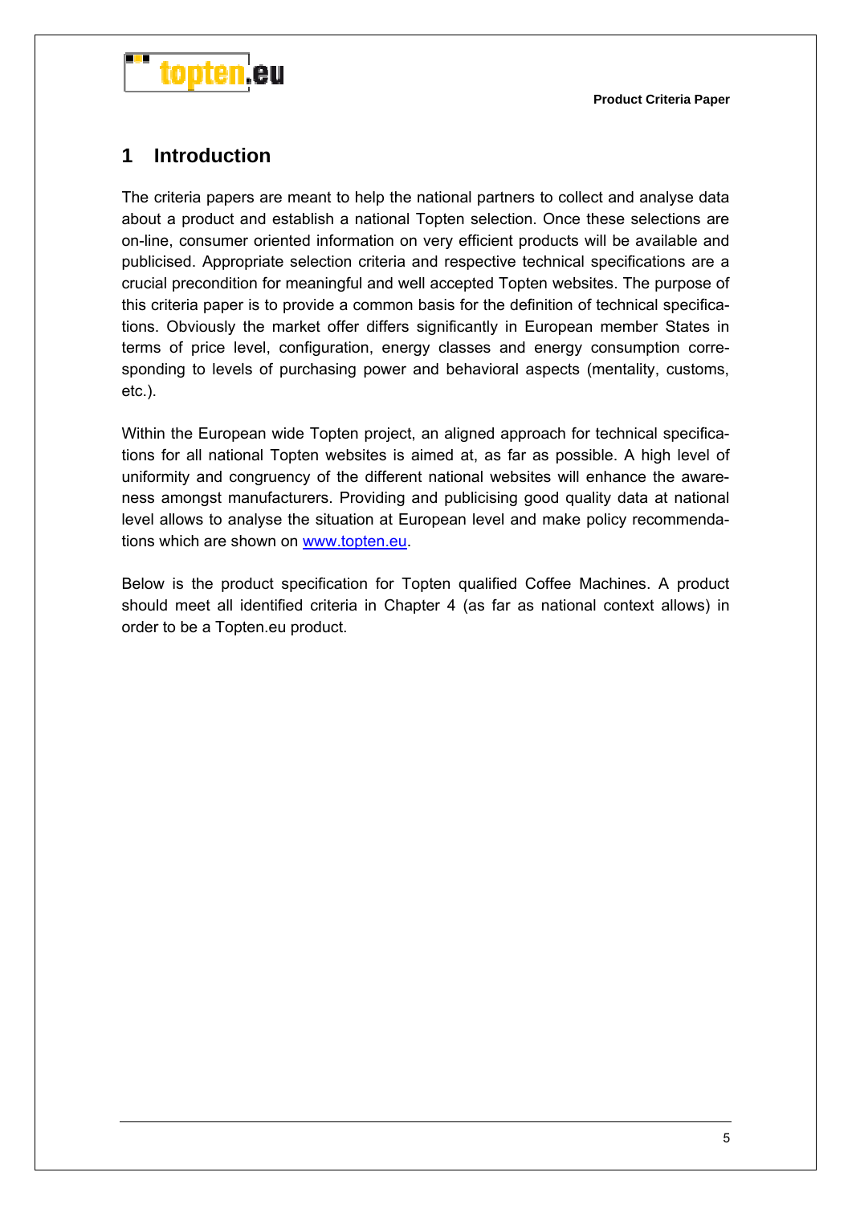# 1 Introduction

The criteria papers are meant to help the national partners to collect and analyse data about a product and establish a national Topten selection. Once these selections are on-line, consumer oriented information on very efficient products will be available and publicised. Appropriate selection criteria and respective technical specifications are a crucial precondition for meaningful and well accepted Topten websites. The purpose of this criteria paper is to provide a common basis for the definition of technical specifications. Obviously the market offer differs significantly in European member States in terms of price level, configuration, energy classes and energy consumption corresponding to levels of purchasing power and behavioral aspects (mentality, customs, etc.).

Within the European wide Topten project, an aligned approach for technical specifications for all national Topten websites is aimed at, as far as possible. A high level of uniformity and congruency of the different national websites will enhance the awareness amongst manufacturers. Providing and publicising good quality data at national level allows to analyse the situation at European level and make policy recommendations which are shown on [www.topten.eu](http://www.topten.eu).

Below is the product specification for Topten qualified Coffee Machines. A product should meet all identified criteria in Chapter 4 (as far as national context allows) in order to be a Topten.eu product.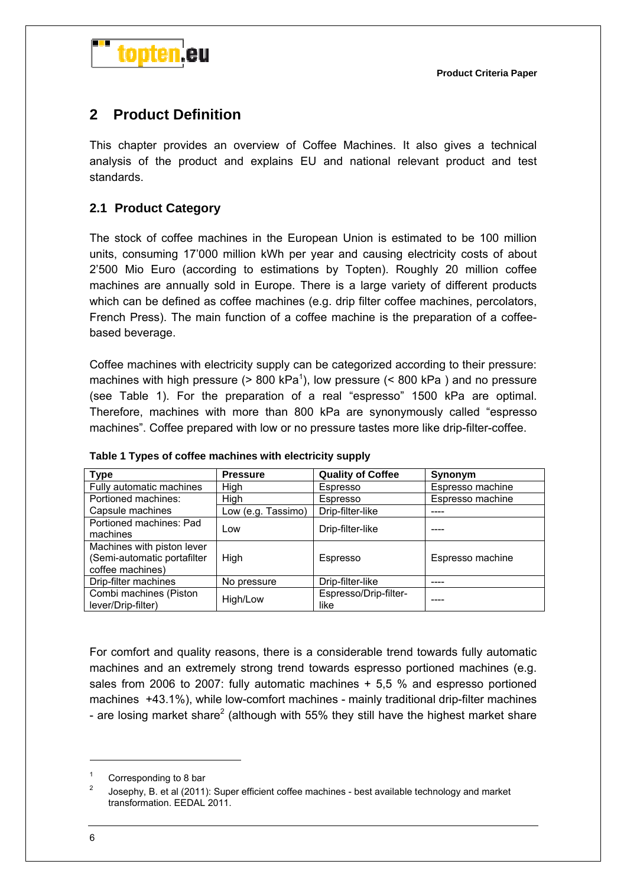## 2 Product Definition

This chapter provides an overview of Coffee Machines. It also gives a technical analysis of the product and explains EU and national relevant product and test standards.

### 2.1 Product Category

The stock of coffee machines in the European Union is estimated to be 100 million units, consuming 17'000 million kWh per year and causing electricity costs of about 2'500 Mio Euro (according to estimations by Topten). Roughly 20 million coffee machines are annually sold in Europe. There is a large variety of different products which can be defined as coffee machines (e.g. drip filter coffee machines, percolators, French Press). The main function of a coffee machine is the preparation of a coffee-based beverage.

Coffee machines with electricity supply can be categorized according to their pressure: machines with high pressure (> 800 kPa[1]), low pressure (< 800 kPa ) and no pressure (see Table 1). For the preparation of a real "espresso" 1500 kPa are optimal. Therefore, machines with more than 800 kPa are synonymously called "espresso machines". Coffee prepared with low or no pressure tastes more like drip-filter-coffee.

**Table 1 Types of coffee machines with electricity supply**

| Type | Pressure | Quality of Coffee | Synonym |
|---|---|---|---|
| Fully automatic machines | High | Espresso | Espresso machine |
| Portioned machines: Capsule machines | High | Espresso | Espresso machine |
| | Low (e.g. Tassimo) | Drip-filter-like | ---- |
| Portioned machines: Pad machines | Low | Drip-filter-like | ---- |
| Machines with piston lever (Semi-automatic portafilter coffee machines) | High | Espresso | Espresso machine |
| Drip-filter machines | No pressure | Drip-filter-like | ---- |
| Combi machines (Piston lever/Drip-filter) | High/Low | Espresso/Drip-filter-like | ---- |

For comfort and quality reasons, there is a considerable trend towards fully automatic machines and an extremely strong trend towards espresso portioned machines (e.g. sales from 2006 to 2007: fully automatic machines + 5,5 % and espresso portioned machines +43.1%), while low-comfort machines - mainly traditional drip-filter machines - are losing market share[2] (although with 55% they still have the highest market share

---

[1] Corresponding to 8 bar

[2] Josephy, B. et al (2011): Super efficient coffee machines - best available technology and market transformation. EEDAL 2011.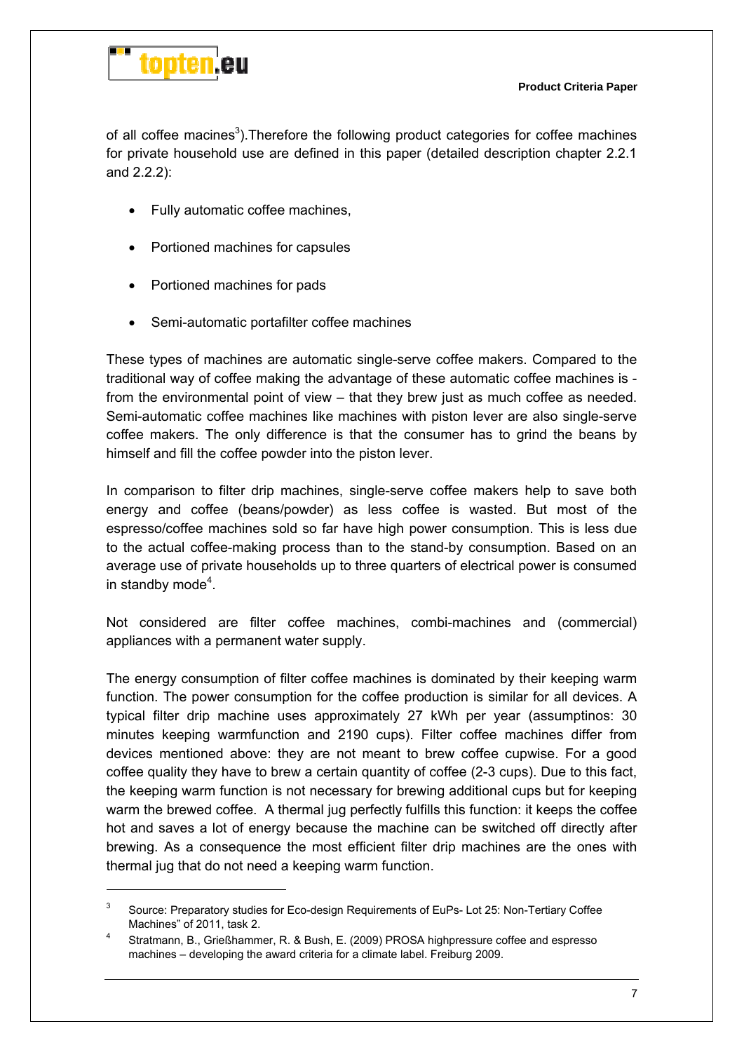of all coffee macines[3]).Therefore the following product categories for coffee machines for private household use are defined in this paper (detailed description chapter 2.2.1 and 2.2.2):

- Fully automatic coffee machines,
- Portioned machines for capsules
- Portioned machines for pads
- Semi-automatic portafilter coffee machines

These types of machines are automatic single-serve coffee makers. Compared to the traditional way of coffee making the advantage of these automatic coffee machines is - from the environmental point of view – that they brew just as much coffee as needed. Semi-automatic coffee machines like machines with piston lever are also single-serve coffee makers. The only difference is that the consumer has to grind the beans by himself and fill the coffee powder into the piston lever.

In comparison to filter drip machines, single-serve coffee makers help to save both energy and coffee (beans/powder) as less coffee is wasted. But most of the espresso/coffee machines sold so far have high power consumption. This is less due to the actual coffee-making process than to the stand-by consumption. Based on an average use of private households up to three quarters of electrical power is consumed in standby mode[4].

Not considered are filter coffee machines, combi-machines and (commercial) appliances with a permanent water supply.

The energy consumption of filter coffee machines is dominated by their keeping warm function. The power consumption for the coffee production is similar for all devices. A typical filter drip machine uses approximately 27 kWh per year (assumptinos: 30 minutes keeping warmfunction and 2190 cups). Filter coffee machines differ from devices mentioned above: they are not meant to brew coffee cupwise. For a good coffee quality they have to brew a certain quantity of coffee (2-3 cups). Due to this fact, the keeping warm function is not necessary for brewing additional cups but for keeping warm the brewed coffee. A thermal jug perfectly fulfills this function: it keeps the coffee hot and saves a lot of energy because the machine can be switched off directly after brewing. As a consequence the most efficient filter drip machines are the ones with thermal jug that do not need a keeping warm function.

---

[3] Source: Preparatory studies for Eco-design Requirements of EuPs- Lot 25: Non-Tertiary Coffee Machines" of 2011, task 2.

[4] Stratmann, B., Grießhammer, R. & Bush, E. (2009) PROSA highpressure coffee and espresso machines – developing the award criteria for a climate label. Freiburg 2009.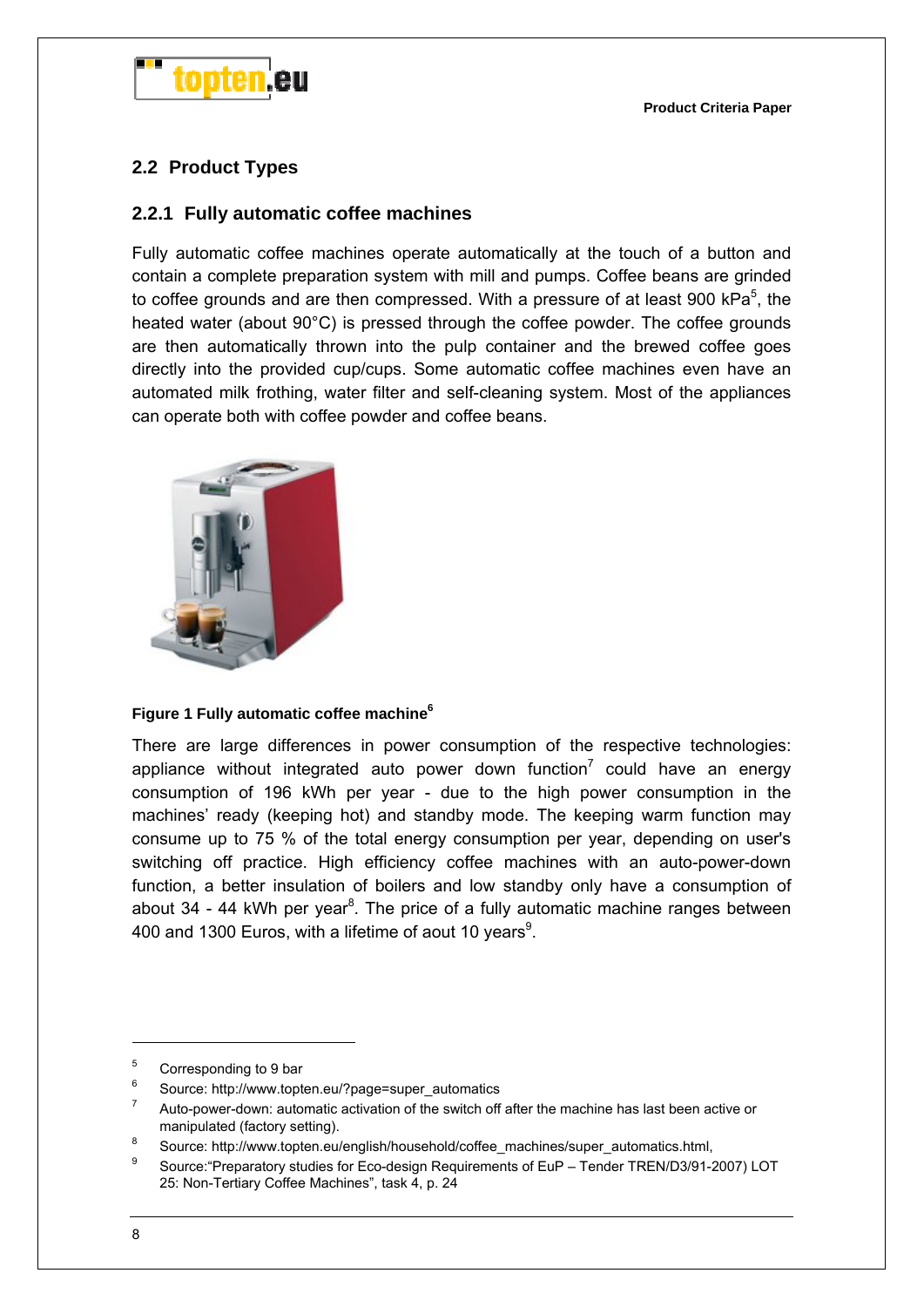## 2.2 Product Types

### 2.2.1 Fully automatic coffee machines

Fully automatic coffee machines operate automatically at the touch of a button and contain a complete preparation system with mill and pumps. Coffee beans are grinded to coffee grounds and are then compressed. With a pressure of at least 900 kPa[5], the heated water (about 90°C) is pressed through the coffee powder. The coffee grounds are then automatically thrown into the pulp container and the brewed coffee goes directly into the provided cup/cups. Some automatic coffee machines even have an automated milk frothing, water filter and self-cleaning system. Most of the appliances can operate both with coffee powder and coffee beans.

**Figure 1 Fully automatic coffee machine[6]**

There are large differences in power consumption of the respective technologies: appliance without integrated auto power down function[7] could have an energy consumption of 196 kWh per year - due to the high power consumption in the machines' ready (keeping hot) and standby mode. The keeping warm function may consume up to 75 % of the total energy consumption per year, depending on user's switching off practice. High efficiency coffee machines with an auto-power-down function, a better insulation of boilers and low standby only have a consumption of about 34 - 44 kWh per year[8]. The price of a fully automatic machine ranges between 400 and 1300 Euros, with a lifetime of aout 10 years[9].

---

[5] Corresponding to 9 bar

[6] Source: http://www.topten.eu/?page=super_automatics

[7] Auto-power-down: automatic activation of the switch off after the machine has last been active or manipulated (factory setting).

[8] Source: http://www.topten.eu/english/household/coffee_machines/super_automatics.html,

[9] Source:"Preparatory studies for Eco-design Requirements of EuP – Tender TREN/D3/91-2007) LOT 25: Non-Tertiary Coffee Machines", task 4, p. 24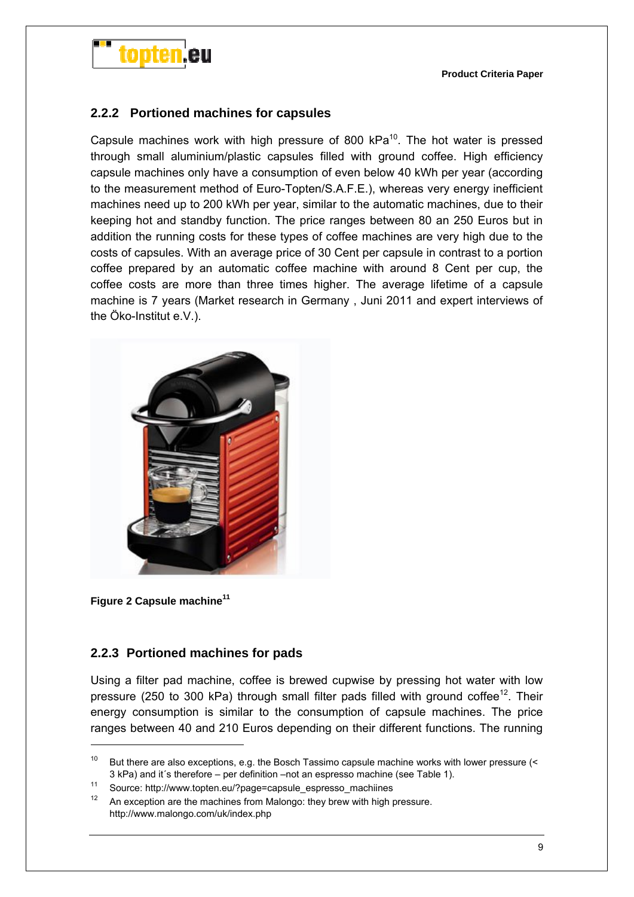### 2.2.2 Portioned machines for capsules

Capsule machines work with high pressure of 800 kPa[10]. The hot water is pressed through small aluminium/plastic capsules filled with ground coffee. High efficiency capsule machines only have a consumption of even below 40 kWh per year (according to the measurement method of Euro-Topten/S.A.F.E.), whereas very energy inefficient machines need up to 200 kWh per year, similar to the automatic machines, due to their keeping hot and standby function. The price ranges between 80 an 250 Euros but in addition the running costs for these types of coffee machines are very high due to the costs of capsules. With an average price of 30 Cent per capsule in contrast to a portion coffee prepared by an automatic coffee machine with around 8 Cent per cup, the coffee costs are more than three times higher. The average lifetime of a capsule machine is 7 years (Market research in Germany , Juni 2011 and expert interviews of the Öko-Institut e.V.).

**Figure 2 Capsule machine[11]**

### 2.2.3 Portioned machines for pads

Using a filter pad machine, coffee is brewed cupwise by pressing hot water with low pressure (250 to 300 kPa) through small filter pads filled with ground coffee[12]. Their energy consumption is similar to the consumption of capsule machines. The price ranges between 40 and 210 Euros depending on their different functions. The running

---

[10] But there are also exceptions, e.g. the Bosch Tassimo capsule machine works with lower pressure (< 3 kPa) and it´s therefore – per definition –not an espresso machine (see Table 1).

[11] Source: http://www.topten.eu/?page=capsule_espresso_machiines

[12] An exception are the machines from Malongo: they brew with high pressure. http://www.malongo.com/uk/index.php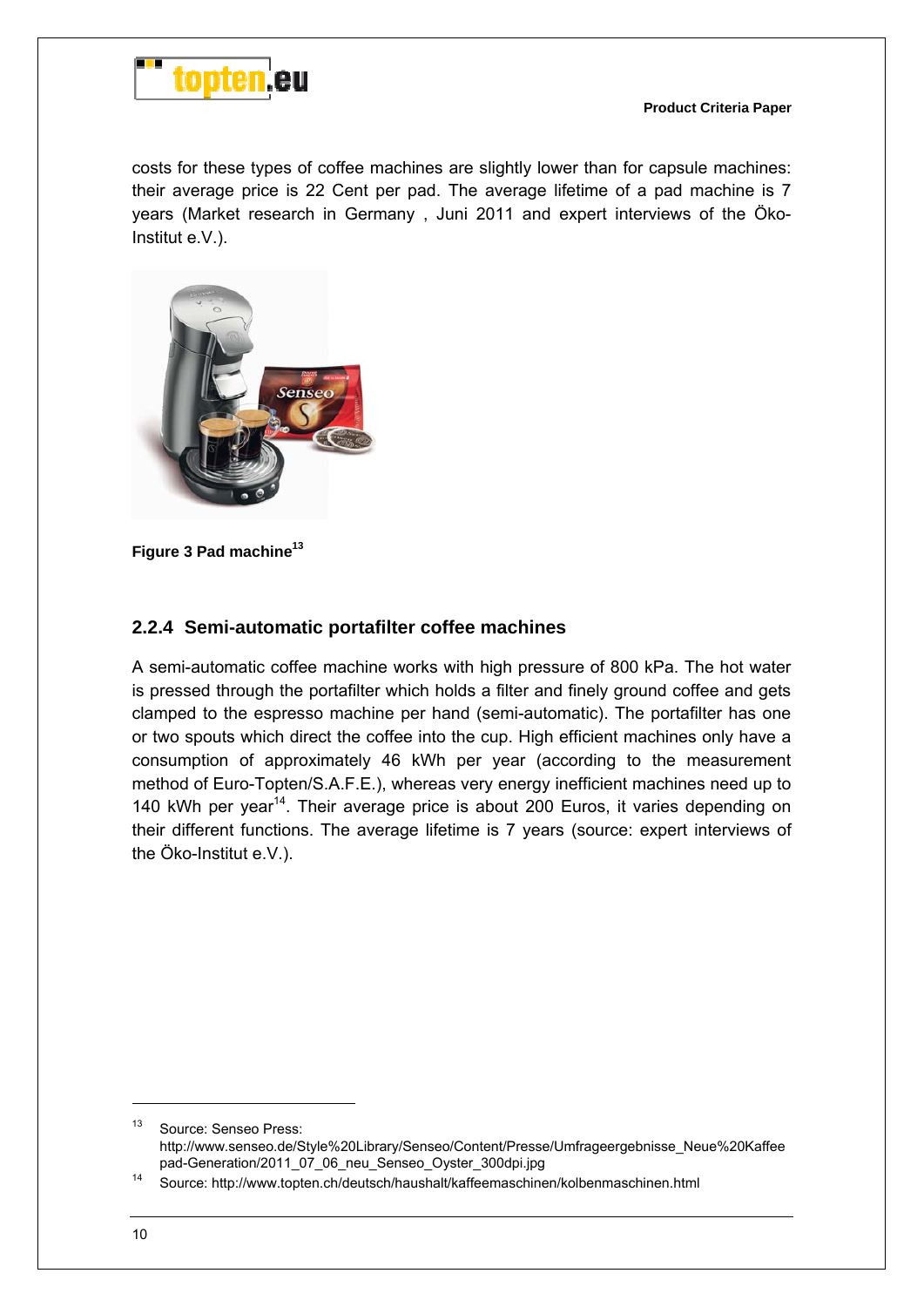costs for these types of coffee machines are slightly lower than for capsule machines: their average price is 22 Cent per pad. The average lifetime of a pad machine is 7 years (Market research in Germany , Juni 2011 and expert interviews of the Öko-Institut e.V.).

**Figure 3 Pad machine**[13]

### 2.2.4 Semi-automatic portafilter coffee machines

A semi-automatic coffee machine works with high pressure of 800 kPa. The hot water is pressed through the portafilter which holds a filter and finely ground coffee and gets clamped to the espresso machine per hand (semi-automatic). The portafilter has one or two spouts which direct the coffee into the cup. High efficient machines only have a consumption of approximately 46 kWh per year (according to the measurement method of Euro-Topten/S.A.F.E.), whereas very energy inefficient machines need up to 140 kWh per year[14]. Their average price is about 200 Euros, it varies depending on their different functions. The average lifetime is 7 years (source: expert interviews of the Öko-Institut e.V.).

---

[13] Source: Senseo Press: http://www.senseo.de/Style%20Library/Senseo/Content/Presse/Umfrageergebnisse_Neue%20Kaffeepad-Generation/2011_07_06_neu_Senseo_Oyster_300dpi.jpg

[14] Source: http://www.topten.ch/deutsch/haushalt/kaffeemaschinen/kolbenmaschinen.html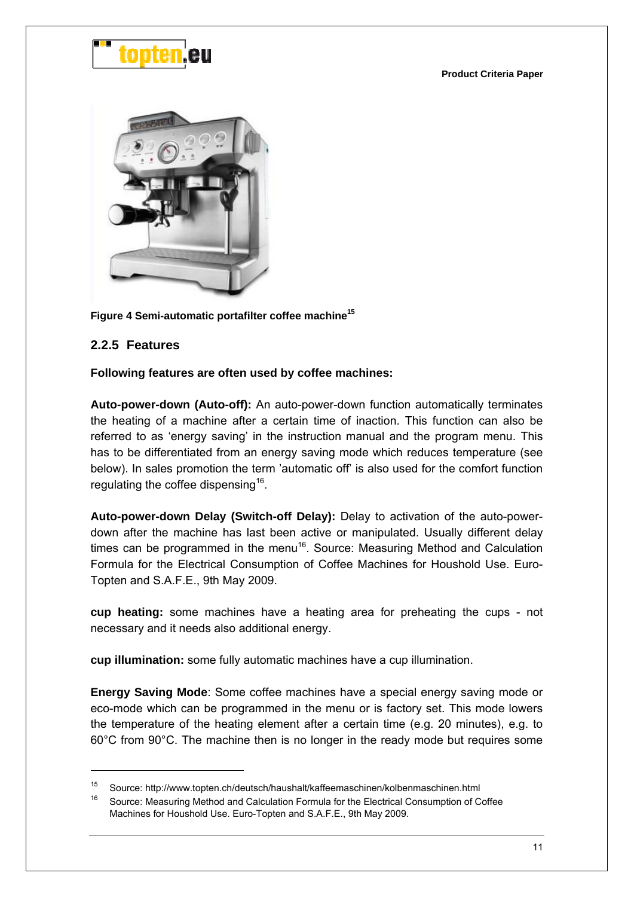Figure 4 Semi-automatic portafilter coffee machine[15]

### 2.2.5 Features

**Following features are often used by coffee machines:**

**Auto-power-down (Auto-off):** An auto-power-down function automatically terminates the heating of a machine after a certain time of inaction. This function can also be referred to as 'energy saving' in the instruction manual and the program menu. This has to be differentiated from an energy saving mode which reduces temperature (see below). In sales promotion the term 'automatic off' is also used for the comfort function regulating the coffee dispensing[16].

**Auto-power-down Delay (Switch-off Delay):** Delay to activation of the auto-power-down after the machine has last been active or manipulated. Usually different delay times can be programmed in the menu[16]. Source: Measuring Method and Calculation Formula for the Electrical Consumption of Coffee Machines for Houshold Use. Euro-Topten and S.A.F.E., 9th May 2009.

**cup heating:** some machines have a heating area for preheating the cups - not necessary and it needs also additional energy.

**cup illumination:** some fully automatic machines have a cup illumination.

**Energy Saving Mode**: Some coffee machines have a special energy saving mode or eco-mode which can be programmed in the menu or is factory set. This mode lowers the temperature of the heating element after a certain time (e.g. 20 minutes), e.g. to 60°C from 90°C. The machine then is no longer in the ready mode but requires some

---

[15] Source: http://www.topten.ch/deutsch/haushalt/kaffeemaschinen/kolbenmaschinen.html

[16] Source: Measuring Method and Calculation Formula for the Electrical Consumption of Coffee Machines for Houshold Use. Euro-Topten and S.A.F.E., 9th May 2009.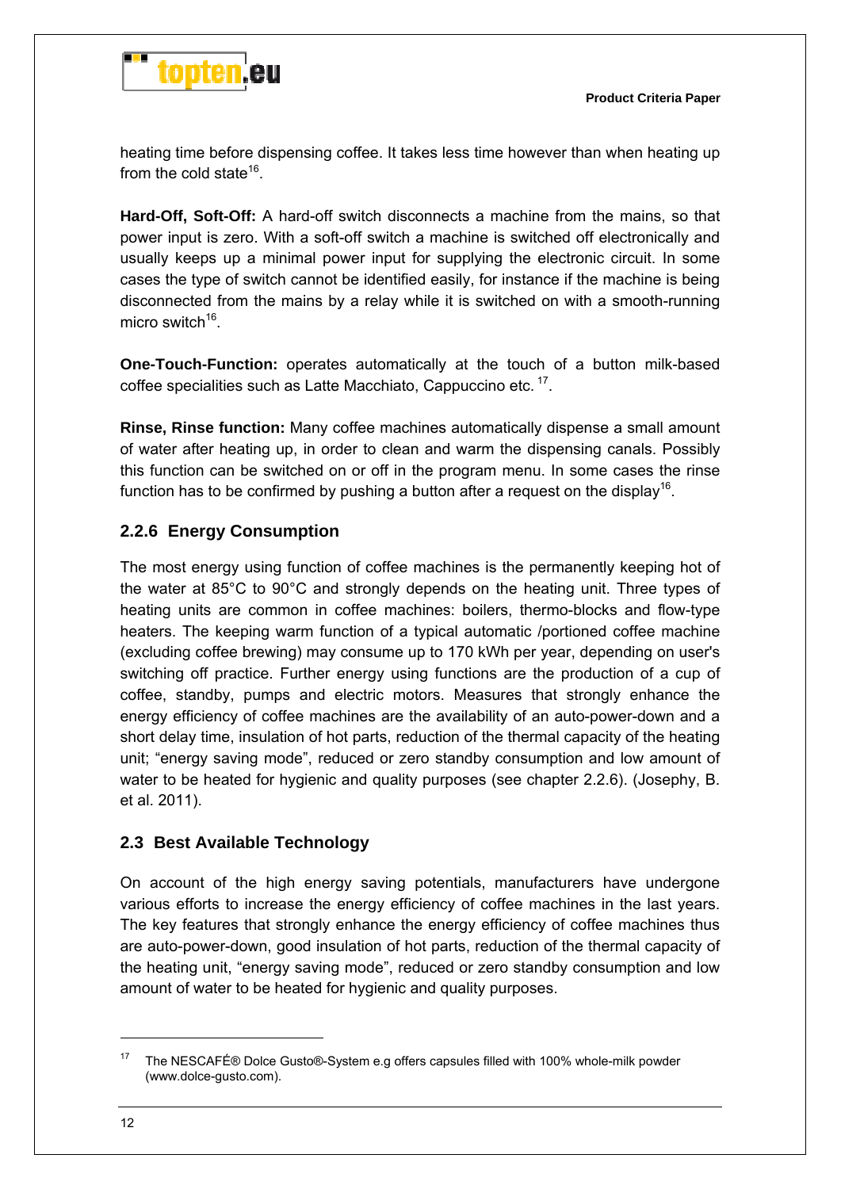heating time before dispensing coffee. It takes less time however than when heating up from the cold state[16].

**Hard-Off, Soft-Off:** A hard-off switch disconnects a machine from the mains, so that power input is zero. With a soft-off switch a machine is switched off electronically and usually keeps up a minimal power input for supplying the electronic circuit. In some cases the type of switch cannot be identified easily, for instance if the machine is being disconnected from the mains by a relay while it is switched on with a smooth-running micro switch[16].

**One-Touch-Function:** operates automatically at the touch of a button milk-based coffee specialities such as Latte Macchiato, Cappuccino etc. [17].

**Rinse, Rinse function:** Many coffee machines automatically dispense a small amount of water after heating up, in order to clean and warm the dispensing canals. Possibly this function can be switched on or off in the program menu. In some cases the rinse function has to be confirmed by pushing a button after a request on the display[16].

### 2.2.6 Energy Consumption

The most energy using function of coffee machines is the permanently keeping hot of the water at 85°C to 90°C and strongly depends on the heating unit. Three types of heating units are common in coffee machines: boilers, thermo-blocks and flow-type heaters. The keeping warm function of a typical automatic /portioned coffee machine (excluding coffee brewing) may consume up to 170 kWh per year, depending on user's switching off practice. Further energy using functions are the production of a cup of coffee, standby, pumps and electric motors. Measures that strongly enhance the energy efficiency of coffee machines are the availability of an auto-power-down and a short delay time, insulation of hot parts, reduction of the thermal capacity of the heating unit; "energy saving mode", reduced or zero standby consumption and low amount of water to be heated for hygienic and quality purposes (see chapter 2.2.6). (Josephy, B. et al. 2011).

## 2.3 Best Available Technology

On account of the high energy saving potentials, manufacturers have undergone various efforts to increase the energy efficiency of coffee machines in the last years. The key features that strongly enhance the energy efficiency of coffee machines thus are auto-power-down, good insulation of hot parts, reduction of the thermal capacity of the heating unit, "energy saving mode", reduced or zero standby consumption and low amount of water to be heated for hygienic and quality purposes.

---

[17] The NESCAFÉ® Dolce Gusto®-System e.g offers capsules filled with 100% whole-milk powder (www.dolce-gusto.com).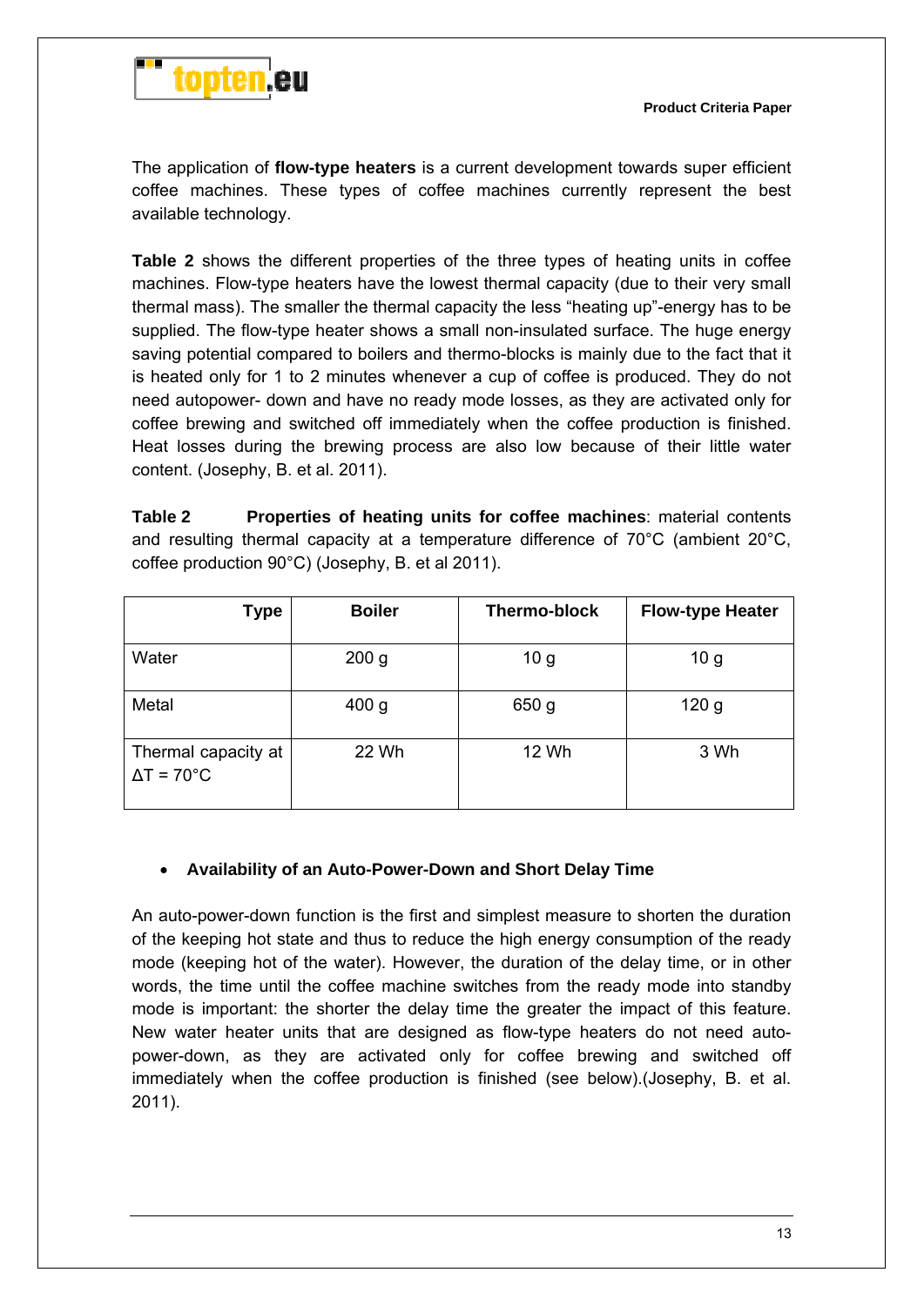The application of **flow-type heaters** is a current development towards super efficient coffee machines. These types of coffee machines currently represent the best available technology.

**Table 2** shows the different properties of the three types of heating units in coffee machines. Flow-type heaters have the lowest thermal capacity (due to their very small thermal mass). The smaller the thermal capacity the less "heating up"-energy has to be supplied. The flow-type heater shows a small non-insulated surface. The huge energy saving potential compared to boilers and thermo-blocks is mainly due to the fact that it is heated only for 1 to 2 minutes whenever a cup of coffee is produced. They do not need autopower- down and have no ready mode losses, as they are activated only for coffee brewing and switched off immediately when the coffee production is finished. Heat losses during the brewing process are also low because of their little water content. (Josephy, B. et al. 2011).

**Table 2** **Properties of heating units for coffee machines**: material contents and resulting thermal capacity at a temperature difference of 70°C (ambient 20°C, coffee production 90°C) (Josephy, B. et al 2011).

| Type | Boiler | Thermo-block | Flow-type Heater |
|---|---|---|---|
| Water | 200 g | 10 g | 10 g |
| Metal | 400 g | 650 g | 120 g |
| Thermal capacity at $\Delta T = 70°C$ | 22 Wh | 12 Wh | 3 Wh |

- **Availability of an Auto-Power-Down and Short Delay Time**

An auto-power-down function is the first and simplest measure to shorten the duration of the keeping hot state and thus to reduce the high energy consumption of the ready mode (keeping hot of the water). However, the duration of the delay time, or in other words, the time until the coffee machine switches from the ready mode into standby mode is important: the shorter the delay time the greater the impact of this feature. New water heater units that are designed as flow-type heaters do not need auto-power-down, as they are activated only for coffee brewing and switched off immediately when the coffee production is finished (see below).(Josephy, B. et al. 2011).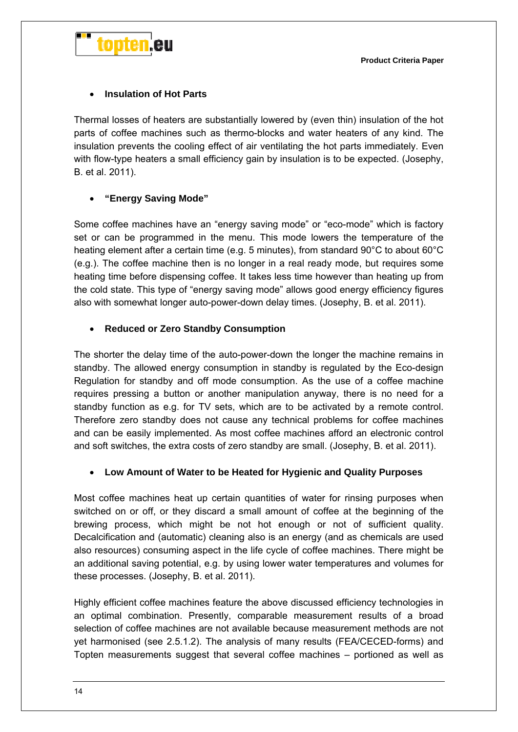- **Insulation of Hot Parts**

Thermal losses of heaters are substantially lowered by (even thin) insulation of the hot parts of coffee machines such as thermo-blocks and water heaters of any kind. The insulation prevents the cooling effect of air ventilating the hot parts immediately. Even with flow-type heaters a small efficiency gain by insulation is to be expected. (Josephy, B. et al. 2011).

- **"Energy Saving Mode"**

Some coffee machines have an "energy saving mode" or "eco-mode" which is factory set or can be programmed in the menu. This mode lowers the temperature of the heating element after a certain time (e.g. 5 minutes), from standard 90°C to about 60°C (e.g.). The coffee machine then is no longer in a real ready mode, but requires some heating time before dispensing coffee. It takes less time however than heating up from the cold state. This type of "energy saving mode" allows good energy efficiency figures also with somewhat longer auto-power-down delay times. (Josephy, B. et al. 2011).

- **Reduced or Zero Standby Consumption**

The shorter the delay time of the auto-power-down the longer the machine remains in standby. The allowed energy consumption in standby is regulated by the Eco-design Regulation for standby and off mode consumption. As the use of a coffee machine requires pressing a button or another manipulation anyway, there is no need for a standby function as e.g. for TV sets, which are to be activated by a remote control. Therefore zero standby does not cause any technical problems for coffee machines and can be easily implemented. As most coffee machines afford an electronic control and soft switches, the extra costs of zero standby are small. (Josephy, B. et al. 2011).

- **Low Amount of Water to be Heated for Hygienic and Quality Purposes**

Most coffee machines heat up certain quantities of water for rinsing purposes when switched on or off, or they discard a small amount of coffee at the beginning of the brewing process, which might be not hot enough or not of sufficient quality. Decalcification and (automatic) cleaning also is an energy (and as chemicals are used also resources) consuming aspect in the life cycle of coffee machines. There might be an additional saving potential, e.g. by using lower water temperatures and volumes for these processes. (Josephy, B. et al. 2011).

Highly efficient coffee machines feature the above discussed efficiency technologies in an optimal combination. Presently, comparable measurement results of a broad selection of coffee machines are not available because measurement methods are not yet harmonised (see 2.5.1.2). The analysis of many results (FEA/CECED-forms) and Topten measurements suggest that several coffee machines – portioned as well as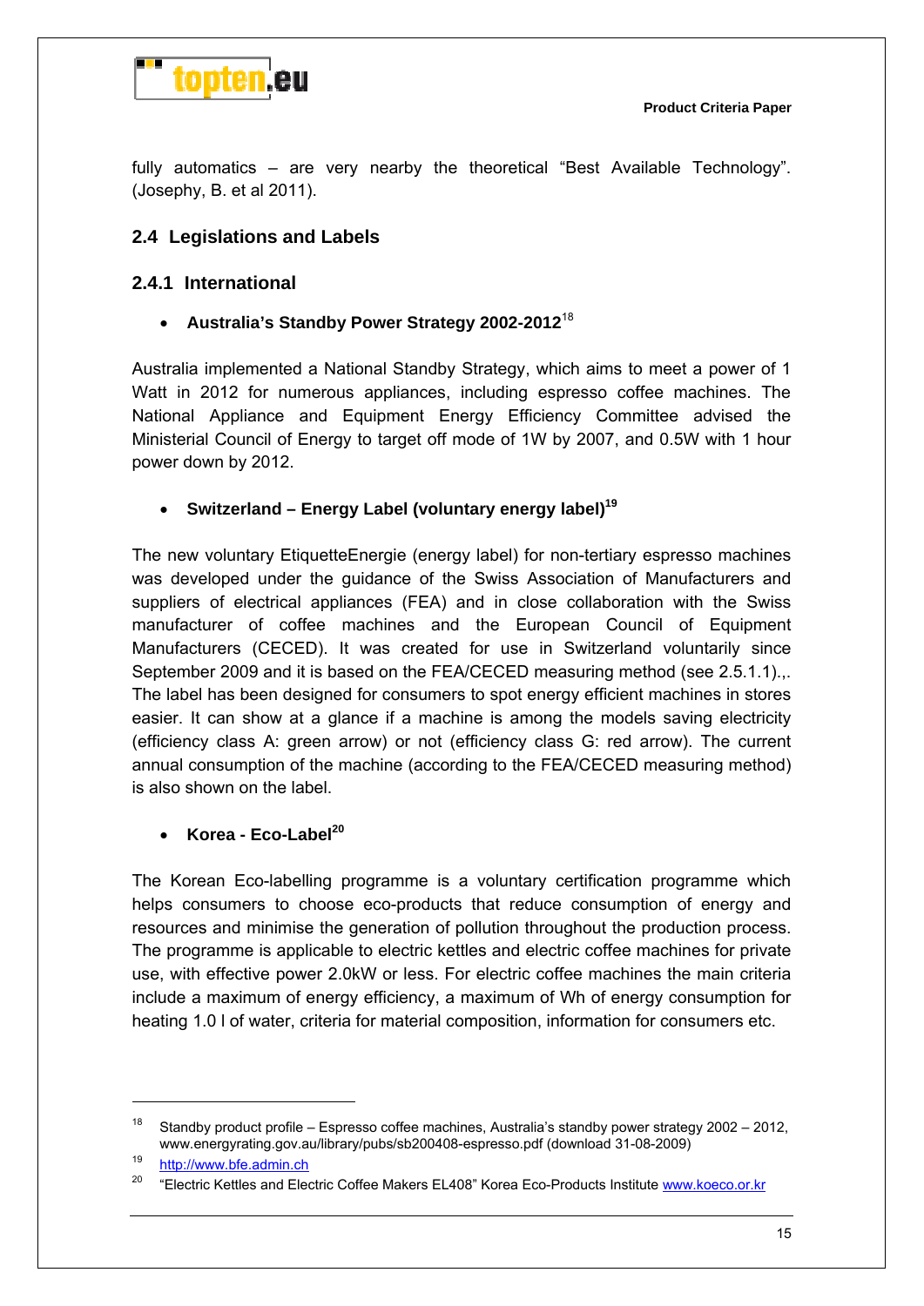fully automatics – are very nearby the theoretical "Best Available Technology". (Josephy, B. et al 2011).

## 2.4 Legislations and Labels

### 2.4.1 International

- **Australia's Standby Power Strategy 2002-2012**[18]

Australia implemented a National Standby Strategy, which aims to meet a power of 1 Watt in 2012 for numerous appliances, including espresso coffee machines. The National Appliance and Equipment Energy Efficiency Committee advised the Ministerial Council of Energy to target off mode of 1W by 2007, and 0.5W with 1 hour power down by 2012.

- **Switzerland – Energy Label (voluntary energy label)**[19]

The new voluntary EtiquetteEnergie (energy label) for non-tertiary espresso machines was developed under the guidance of the Swiss Association of Manufacturers and suppliers of electrical appliances (FEA) and in close collaboration with the Swiss manufacturer of coffee machines and the European Council of Equipment Manufacturers (CECED). It was created for use in Switzerland voluntarily since September 2009 and it is based on the FEA/CECED measuring method (see 2.5.1.1).,. The label has been designed for consumers to spot energy efficient machines in stores easier. It can show at a glance if a machine is among the models saving electricity (efficiency class A: green arrow) or not (efficiency class G: red arrow). The current annual consumption of the machine (according to the FEA/CECED measuring method) is also shown on the label.

- **Korea - Eco-Label**[20]

The Korean Eco-labelling programme is a voluntary certification programme which helps consumers to choose eco-products that reduce consumption of energy and resources and minimise the generation of pollution throughout the production process. The programme is applicable to electric kettles and electric coffee machines for private use, with effective power 2.0kW or less. For electric coffee machines the main criteria include a maximum of energy efficiency, a maximum of Wh of energy consumption for heating 1.0 l of water, criteria for material composition, information for consumers etc.

---

[18] Standby product profile – Espresso coffee machines, Australia's standby power strategy 2002 – 2012, www.energyrating.gov.au/library/pubs/sb200408-espresso.pdf (download 31-08-2009)

[19] http://www.bfe.admin.ch

[20] "Electric Kettles and Electric Coffee Makers EL408" Korea Eco-Products Institute www.koeco.or.kr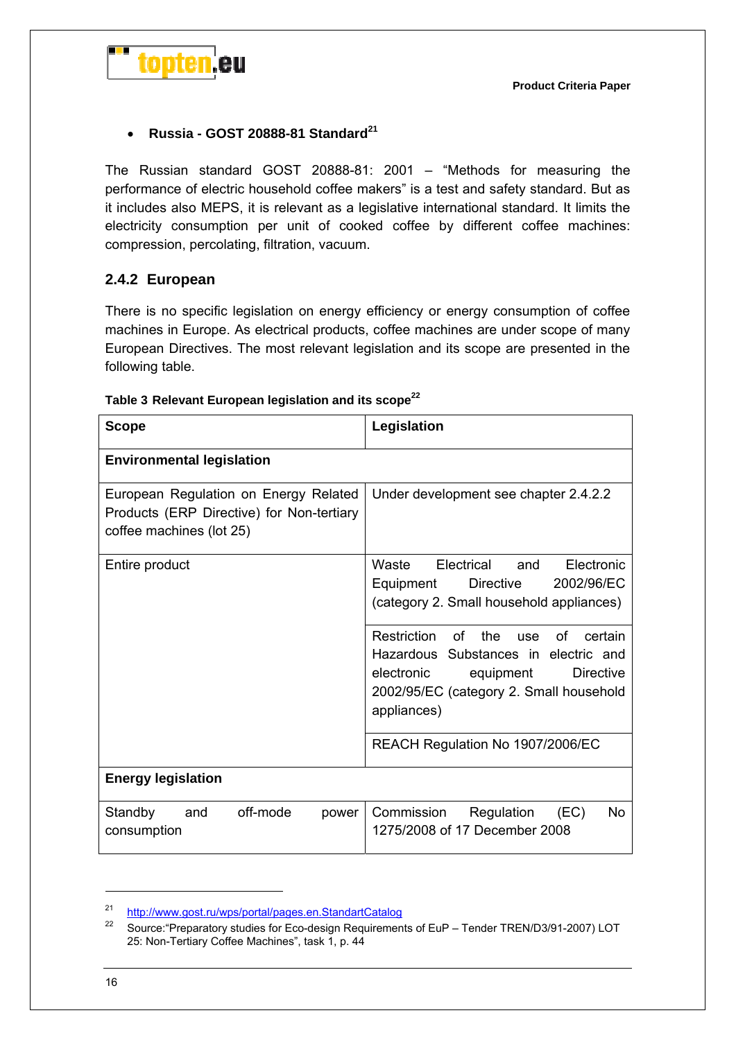- **Russia - GOST 20888-81 Standard**[21]

The Russian standard GOST 20888-81: 2001 – "Methods for measuring the performance of electric household coffee makers" is a test and safety standard. But as it includes also MEPS, it is relevant as a legislative international standard. It limits the electricity consumption per unit of cooked coffee by different coffee machines: compression, percolating, filtration, vacuum.

### 2.4.2 European

There is no specific legislation on energy efficiency or energy consumption of coffee machines in Europe. As electrical products, coffee machines are under scope of many European Directives. The most relevant legislation and its scope are presented in the following table.

**Table 3 Relevant European legislation and its scope**[22]

| Scope | Legislation |
|---|---|
| **Environmental legislation** | |
| European Regulation on Energy Related Products (ERP Directive) for Non-tertiary coffee machines (lot 25) | Under development see chapter 2.4.2.2 |
| Entire product | Waste Electrical and Electronic Equipment Directive 2002/96/EC (category 2. Small household appliances) |
| | Restriction of the use of certain Hazardous Substances in electric and electronic equipment Directive 2002/95/EC (category 2. Small household appliances) |
| | REACH Regulation No 1907/2006/EC |
| **Energy legislation** | |
| Standby and off-mode power consumption | Commission Regulation (EC) No 1275/2008 of 17 December 2008 |

---

[21] http://www.gost.ru/wps/portal/pages.en.StandartCatalog

[22] Source:"Preparatory studies for Eco-design Requirements of EuP – Tender TREN/D3/91-2007) LOT 25: Non-Tertiary Coffee Machines", task 1, p. 44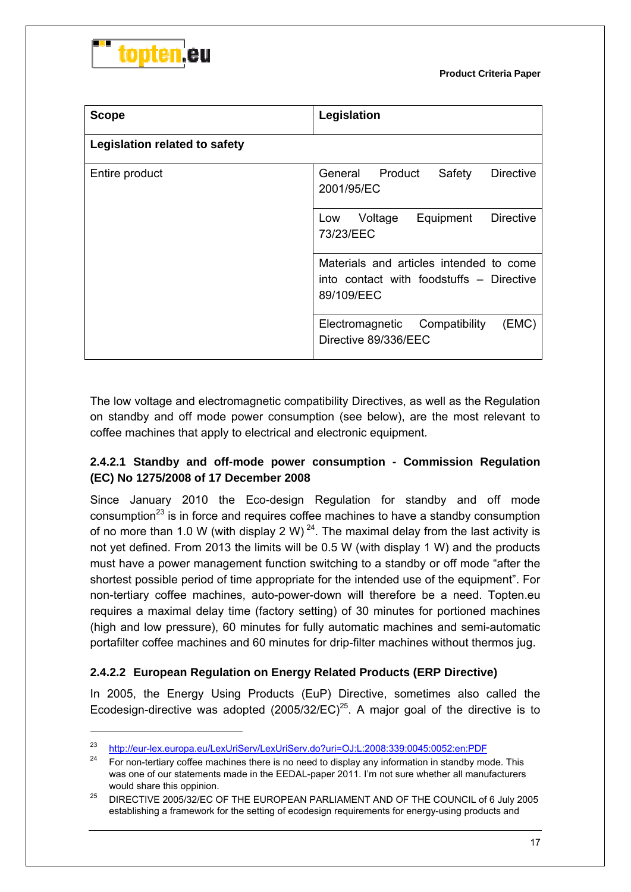| Scope | Legislation |
| --- | --- |
| **Legislation related to safety** | |
| Entire product | General Product Safety Directive 2001/95/EC |
| | Low Voltage Equipment Directive 73/23/EEC |
| | Materials and articles intended to come into contact with foodstuffs – Directive 89/109/EEC |
| | Electromagnetic Compatibility (EMC) Directive 89/336/EEC |

The low voltage and electromagnetic compatibility Directives, as well as the Regulation on standby and off mode power consumption (see below), are the most relevant to coffee machines that apply to electrical and electronic equipment.

#### 2.4.2.1 Standby and off-mode power consumption - Commission Regulation (EC) No 1275/2008 of 17 December 2008

Since January 2010 the Eco-design Regulation for standby and off mode consumption[23] is in force and requires coffee machines to have a standby consumption of no more than 1.0 W (with display 2 W) [24]. The maximal delay from the last activity is not yet defined. From 2013 the limits will be 0.5 W (with display 1 W) and the products must have a power management function switching to a standby or off mode "after the shortest possible period of time appropriate for the intended use of the equipment". For non-tertiary coffee machines, auto-power-down will therefore be a need. Topten.eu requires a maximal delay time (factory setting) of 30 minutes for portioned machines (high and low pressure), 60 minutes for fully automatic machines and semi-automatic portafilter coffee machines and 60 minutes for drip-filter machines without thermos jug.

#### 2.4.2.2 European Regulation on Energy Related Products (ERP Directive)

In 2005, the Energy Using Products (EuP) Directive, sometimes also called the Ecodesign-directive was adopted (2005/32/EC)[25]. A major goal of the directive is to

---

[23] http://eur-lex.europa.eu/LexUriServ/LexUriServ.do?uri=OJ:L:2008:339:0045:0052:en:PDF

[24] For non-tertiary coffee machines there is no need to display any information in standby mode. This was one of our statements made in the EEDAL-paper 2011. I'm not sure whether all manufacturers would share this oppinion.

[25] DIRECTIVE 2005/32/EC OF THE EUROPEAN PARLIAMENT AND OF THE COUNCIL of 6 July 2005 establishing a framework for the setting of ecodesign requirements for energy-using products and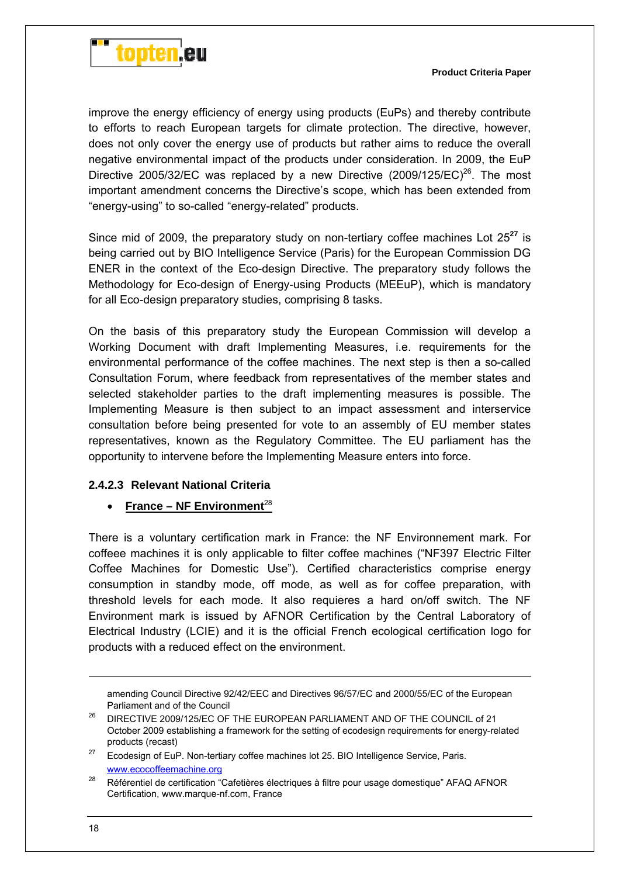improve the energy efficiency of energy using products (EuPs) and thereby contribute to efforts to reach European targets for climate protection. The directive, however, does not only cover the energy use of products but rather aims to reduce the overall negative environmental impact of the products under consideration. In 2009, the EuP Directive 2005/32/EC was replaced by a new Directive (2009/125/EC)[26]. The most important amendment concerns the Directive's scope, which has been extended from "energy-using" to so-called "energy-related" products.

Since mid of 2009, the preparatory study on non-tertiary coffee machines Lot 25[27] is being carried out by BIO Intelligence Service (Paris) for the European Commission DG ENER in the context of the Eco-design Directive. The preparatory study follows the Methodology for Eco-design of Energy-using Products (MEEuP), which is mandatory for all Eco-design preparatory studies, comprising 8 tasks.

On the basis of this preparatory study the European Commission will develop a Working Document with draft Implementing Measures, i.e. requirements for the environmental performance of the coffee machines. The next step is then a so-called Consultation Forum, where feedback from representatives of the member states and selected stakeholder parties to the draft implementing measures is possible. The Implementing Measure is then subject to an impact assessment and interservice consultation before being presented for vote to an assembly of EU member states representatives, known as the Regulatory Committee. The EU parliament has the opportunity to intervene before the Implementing Measure enters into force.

#### 2.4.2.3 Relevant National Criteria

- **France – NF Environment**[28]

There is a voluntary certification mark in France: the NF Environnement mark. For coffeee machines it is only applicable to filter coffee machines ("NF397 Electric Filter Coffee Machines for Domestic Use"). Certified characteristics comprise energy consumption in standby mode, off mode, as well as for coffee preparation, with threshold levels for each mode. It also requieres a hard on/off switch. The NF Environment mark is issued by AFNOR Certification by the Central Laboratory of Electrical Industry (LCIE) and it is the official French ecological certification logo for products with a reduced effect on the environment.

---

amending Council Directive 92/42/EEC and Directives 96/57/EC and 2000/55/EC of the European Parliament and of the Council

[26] DIRECTIVE 2009/125/EC OF THE EUROPEAN PARLIAMENT AND OF THE COUNCIL of 21 October 2009 establishing a framework for the setting of ecodesign requirements for energy-related products (recast)

[27] Ecodesign of EuP. Non-tertiary coffee machines lot 25. BIO Intelligence Service, Paris. www.ecocoffeemachine.org

[28] Référentiel de certification "Cafetières électriques à filtre pour usage domestique" AFAQ AFNOR Certification, www.marque-nf.com, France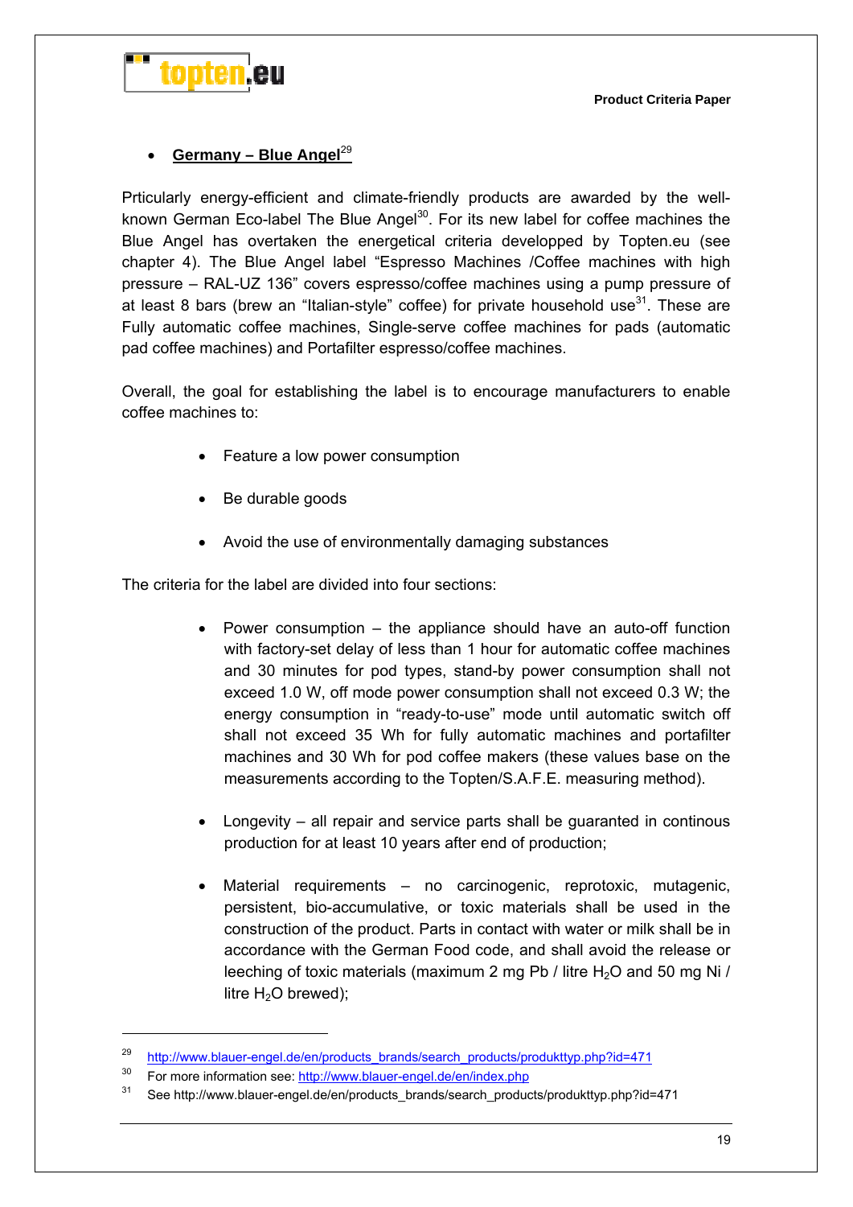- **Germany – Blue Angel**[29]

Prticularly energy-efficient and climate-friendly products are awarded by the well-known German Eco-label The Blue Angel[30]. For its new label for coffee machines the Blue Angel has overtaken the energetical criteria developped by Topten.eu (see chapter 4). The Blue Angel label "Espresso Machines /Coffee machines with high pressure – RAL-UZ 136" covers espresso/coffee machines using a pump pressure of at least 8 bars (brew an "Italian-style" coffee) for private household use[31]. These are Fully automatic coffee machines, Single-serve coffee machines for pads (automatic pad coffee machines) and Portafilter espresso/coffee machines.

Overall, the goal for establishing the label is to encourage manufacturers to enable coffee machines to:

- Feature a low power consumption
- Be durable goods
- Avoid the use of environmentally damaging substances

The criteria for the label are divided into four sections:

- Power consumption – the appliance should have an auto-off function with factory-set delay of less than 1 hour for automatic coffee machines and 30 minutes for pod types, stand-by power consumption shall not exceed 1.0 W, off mode power consumption shall not exceed 0.3 W; the energy consumption in "ready-to-use" mode until automatic switch off shall not exceed 35 Wh for fully automatic machines and portafilter machines and 30 Wh for pod coffee makers (these values base on the measurements according to the Topten/S.A.F.E. measuring method).

- Longevity – all repair and service parts shall be guaranted in continous production for at least 10 years after end of production;

- Material requirements – no carcinogenic, reprotoxic, mutagenic, persistent, bio-accumulative, or toxic materials shall be used in the construction of the product. Parts in contact with water or milk shall be in accordance with the German Food code, and shall avoid the release or leeching of toxic materials (maximum 2 mg Pb / litre $H_2O$ and 50 mg Ni / litre $H_2O$ brewed);

---

[29] http://www.blauer-engel.de/en/products_brands/search_products/produkttyp.php?id=471

[30] For more information see: http://www.blauer-engel.de/en/index.php

[31] See http://www.blauer-engel.de/en/products_brands/search_products/produkttyp.php?id=471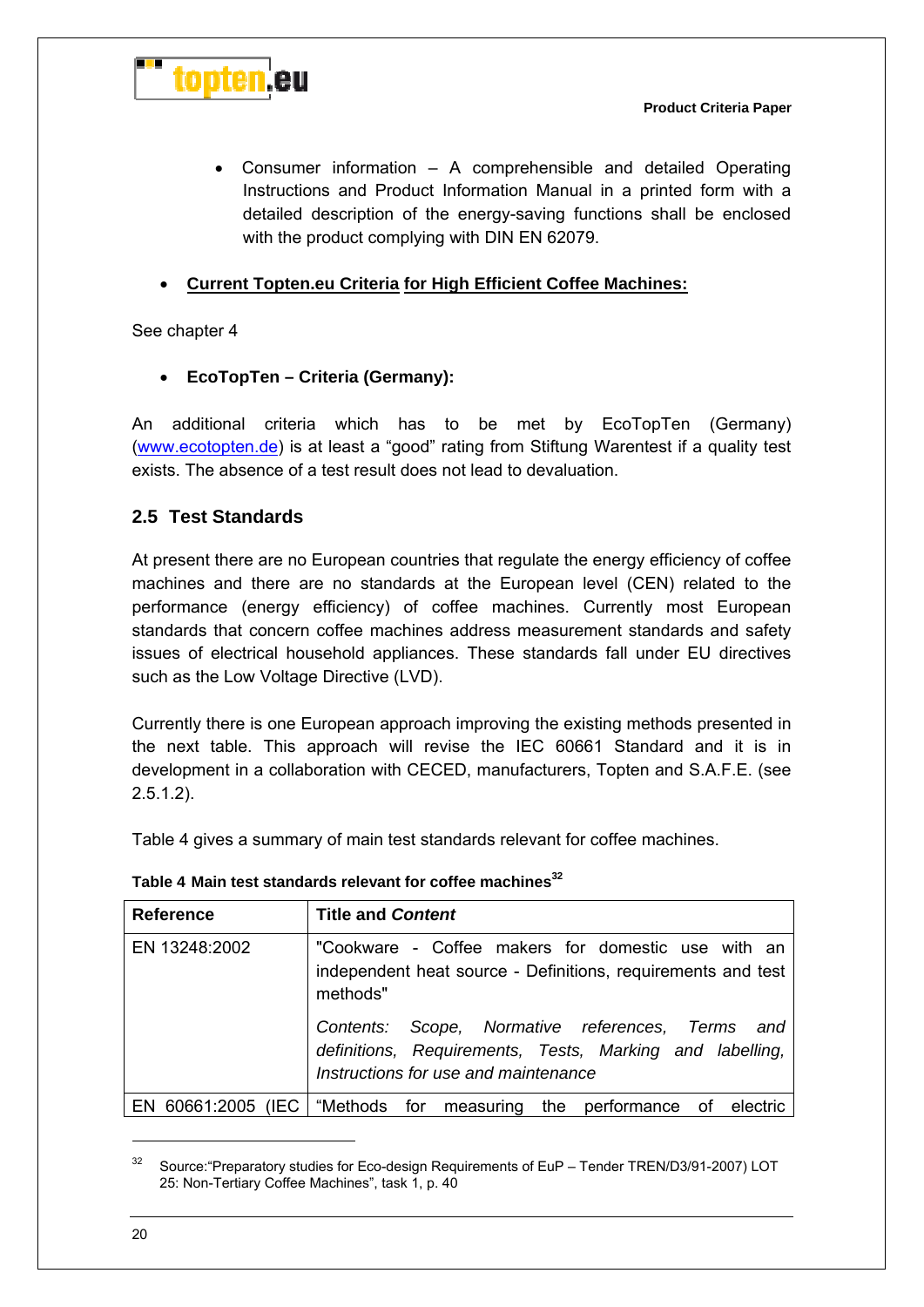- Consumer information – A comprehensible and detailed Operating Instructions and Product Information Manual in a printed form with a detailed description of the energy-saving functions shall be enclosed with the product complying with DIN EN 62079.

- **Current Topten.eu Criteria for High Efficient Coffee Machines:**

See chapter 4

- **EcoTopTen – Criteria (Germany):**

An additional criteria which has to be met by EcoTopTen (Germany) (www.ecotopten.de) is at least a "good" rating from Stiftung Warentest if a quality test exists. The absence of a test result does not lead to devaluation.

## 2.5 Test Standards

At present there are no European countries that regulate the energy efficiency of coffee machines and there are no standards at the European level (CEN) related to the performance (energy efficiency) of coffee machines. Currently most European standards that concern coffee machines address measurement standards and safety issues of electrical household appliances. These standards fall under EU directives such as the Low Voltage Directive (LVD).

Currently there is one European approach improving the existing methods presented in the next table. This approach will revise the IEC 60661 Standard and it is in development in a collaboration with CECED, manufacturers, Topten and S.A.F.E. (see 2.5.1.2).

Table 4 gives a summary of main test standards relevant for coffee machines.

**Table 4 Main test standards relevant for coffee machines**[32]

| Reference | Title and *Content* |
|---|---|
| EN 13248:2002 | "Cookware - Coffee makers for domestic use with an independent heat source - Definitions, requirements and test methods"<br><br>*Contents: Scope, Normative references, Terms and definitions, Requirements, Tests, Marking and labelling, Instructions for use and maintenance* |
| EN 60661:2005 (IEC | "Methods for measuring the performance of electric |

[32] Source:"Preparatory studies for Eco-design Requirements of EuP – Tender TREN/D3/91-2007) LOT 25: Non-Tertiary Coffee Machines", task 1, p. 40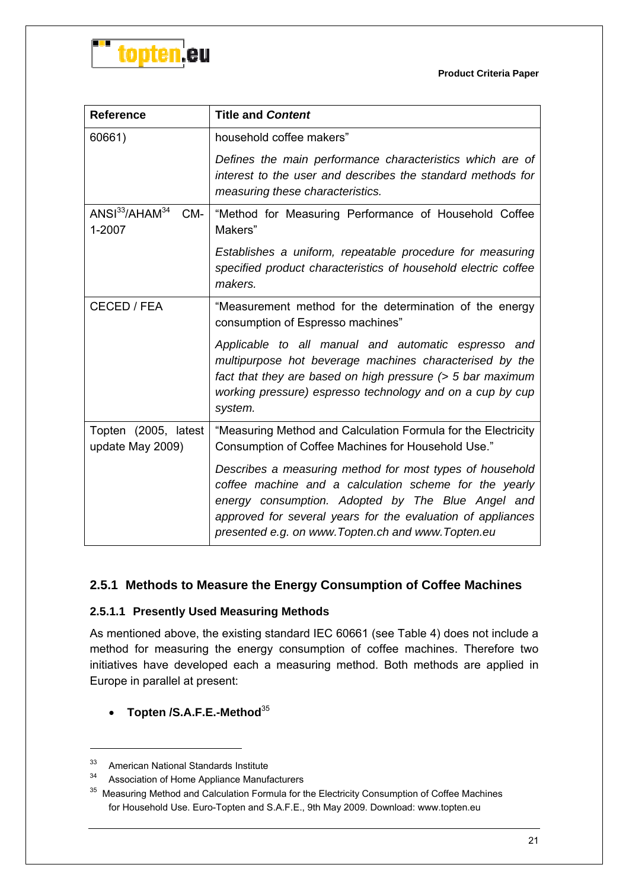| Reference | Title and *Content* |
|---|---|
| 60661) | household coffee makers"<br><br>*Defines the main performance characteristics which are of interest to the user and describes the standard methods for measuring these characteristics.* |
| ANSI[33]/AHAM[34] CM-1-2007 | "Method for Measuring Performance of Household Coffee Makers"<br><br>*Establishes a uniform, repeatable procedure for measuring specified product characteristics of household electric coffee makers.* |
| CECED / FEA | "Measurement method for the determination of the energy consumption of Espresso machines"<br><br>*Applicable to all manual and automatic espresso and multipurpose hot beverage machines characterised by the fact that they are based on high pressure (> 5 bar maximum working pressure) espresso technology and on a cup by cup system.* |
| Topten (2005, latest update May 2009) | "Measuring Method and Calculation Formula for the Electricity Consumption of Coffee Machines for Household Use."<br><br>*Describes a measuring method for most types of household coffee machine and a calculation scheme for the yearly energy consumption. Adopted by The Blue Angel and approved for several years for the evaluation of appliances presented e.g. on www.Topten.ch and www.Topten.eu* |

### 2.5.1 Methods to Measure the Energy Consumption of Coffee Machines

#### 2.5.1.1 Presently Used Measuring Methods

As mentioned above, the existing standard IEC 60661 (see Table 4) does not include a method for measuring the energy consumption of coffee machines. Therefore two initiatives have developed each a measuring method. Both methods are applied in Europe in parallel at present:

- **Topten /S.A.F.E.-Method**[35]

---

[33] American National Standards Institute

[34] Association of Home Appliance Manufacturers

[35] Measuring Method and Calculation Formula for the Electricity Consumption of Coffee Machines for Household Use. Euro-Topten and S.A.F.E., 9th May 2009. Download: www.topten.eu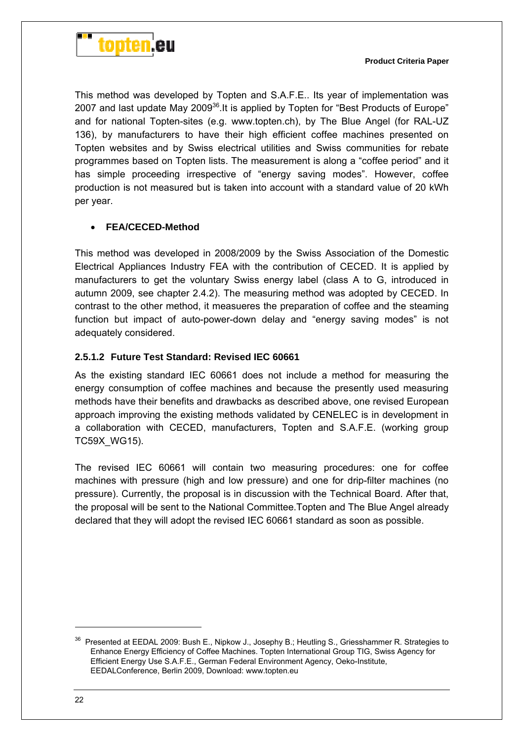This method was developed by Topten and S.A.F.E.. Its year of implementation was 2007 and last update May 2009[36].It is applied by Topten for "Best Products of Europe" and for national Topten-sites (e.g. www.topten.ch), by The Blue Angel (for RAL-UZ 136), by manufacturers to have their high efficient coffee machines presented on Topten websites and by Swiss electrical utilities and Swiss communities for rebate programmes based on Topten lists. The measurement is along a "coffee period" and it has simple proceeding irrespective of "energy saving modes". However, coffee production is not measured but is taken into account with a standard value of 20 kWh per year.

- **FEA/CECED-Method**

This method was developed in 2008/2009 by the Swiss Association of the Domestic Electrical Appliances Industry FEA with the contribution of CECED. It is applied by manufacturers to get the voluntary Swiss energy label (class A to G, introduced in autumn 2009, see chapter 2.4.2). The measuring method was adopted by CECED. In contrast to the other method, it measueres the preparation of coffee and the steaming function but impact of auto-power-down delay and "energy saving modes" is not adequately considered.

#### 2.5.1.2 Future Test Standard: Revised IEC 60661

As the existing standard IEC 60661 does not include a method for measuring the energy consumption of coffee machines and because the presently used measuring methods have their benefits and drawbacks as described above, one revised European approach improving the existing methods validated by CENELEC is in development in a collaboration with CECED, manufacturers, Topten and S.A.F.E. (working group TC59X_WG15).

The revised IEC 60661 will contain two measuring procedures: one for coffee machines with pressure (high and low pressure) and one for drip-filter machines (no pressure). Currently, the proposal is in discussion with the Technical Board. After that, the proposal will be sent to the National Committee.Topten and The Blue Angel already declared that they will adopt the revised IEC 60661 standard as soon as possible.

---

[36] Presented at EEDAL 2009: Bush E., Nipkow J., Josephy B.; Heutling S., Griesshammer R. Strategies to Enhance Energy Efficiency of Coffee Machines. Topten International Group TIG, Swiss Agency for Efficient Energy Use S.A.F.E., German Federal Environment Agency, Oeko-Institute, EEDALConference, Berlin 2009, Download: www.topten.eu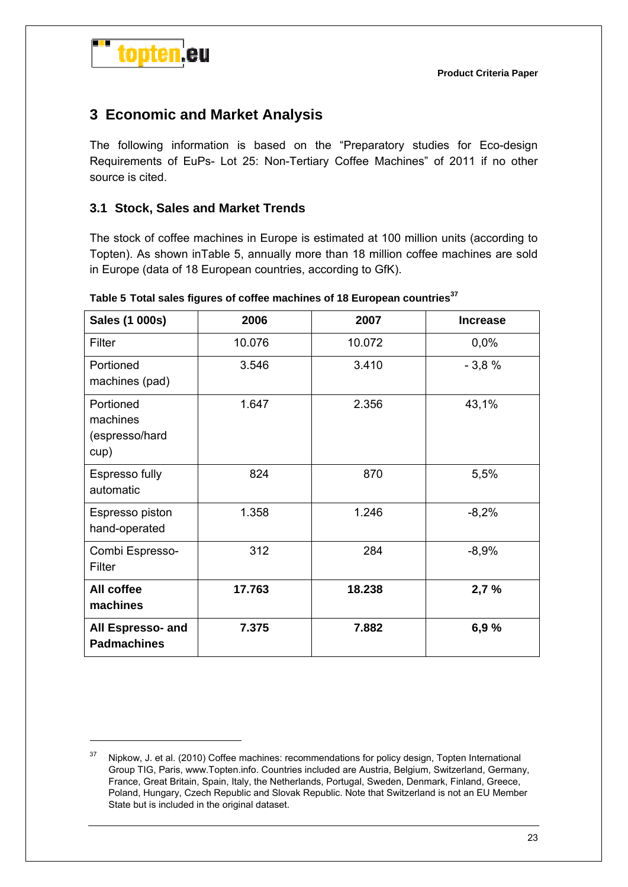## 3 Economic and Market Analysis

The following information is based on the "Preparatory studies for Eco-design Requirements of EuPs- Lot 25: Non-Tertiary Coffee Machines" of 2011 if no other source is cited.

### 3.1 Stock, Sales and Market Trends

The stock of coffee machines in Europe is estimated at 100 million units (according to Topten). As shown inTable 5, annually more than 18 million coffee machines are sold in Europe (data of 18 European countries, according to GfK).

**Table 5 Total sales figures of coffee machines of 18 European countries[37]**

| Sales (1 000s) | 2006 | 2007 | Increase |
|---|---|---|---|
| Filter | 10.076 | 10.072 | 0,0% |
| Portioned machines (pad) | 3.546 | 3.410 | - 3,8 % |
| Portioned machines (espresso/hard cup) | 1.647 | 2.356 | 43,1% |
| Espresso fully automatic | 824 | 870 | 5,5% |
| Espresso piston hand-operated | 1.358 | 1.246 | -8,2% |
| Combi Espresso-Filter | 312 | 284 | -8,9% |
| **All coffee machines** | **17.763** | **18.238** | **2,7 %** |
| **All Espresso- and Padmachines** | **7.375** | **7.882** | **6,9 %** |

[37] Nipkow, J. et al. (2010) Coffee machines: recommendations for policy design, Topten International Group TIG, Paris, www.Topten.info. Countries included are Austria, Belgium, Switzerland, Germany, France, Great Britain, Spain, Italy, the Netherlands, Portugal, Sweden, Denmark, Finland, Greece, Poland, Hungary, Czech Republic and Slovak Republic. Note that Switzerland is not an EU Member State but is included in the original dataset.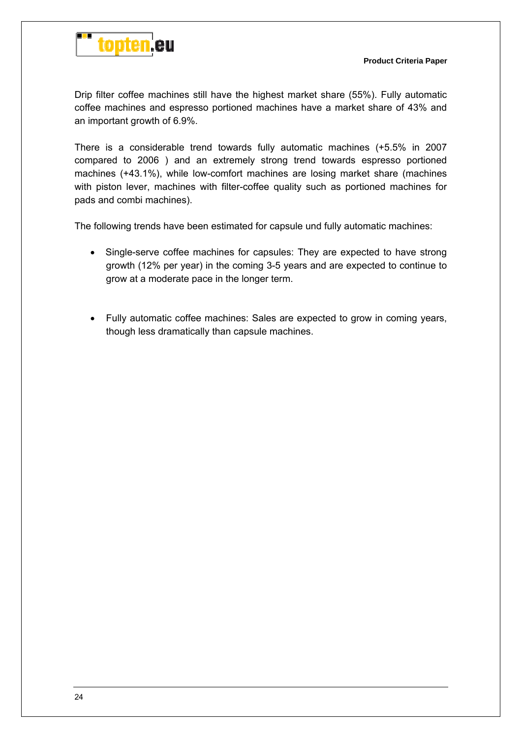Drip filter coffee machines still have the highest market share (55%). Fully automatic coffee machines and espresso portioned machines have a market share of 43% and an important growth of 6.9%.

There is a considerable trend towards fully automatic machines (+5.5% in 2007 compared to 2006 ) and an extremely strong trend towards espresso portioned machines (+43.1%), while low-comfort machines are losing market share (machines with piston lever, machines with filter-coffee quality such as portioned machines for pads and combi machines).

The following trends have been estimated for capsule und fully automatic machines:

- Single-serve coffee machines for capsules: They are expected to have strong growth (12% per year) in the coming 3-5 years and are expected to continue to grow at a moderate pace in the longer term.

- Fully automatic coffee machines: Sales are expected to grow in coming years, though less dramatically than capsule machines.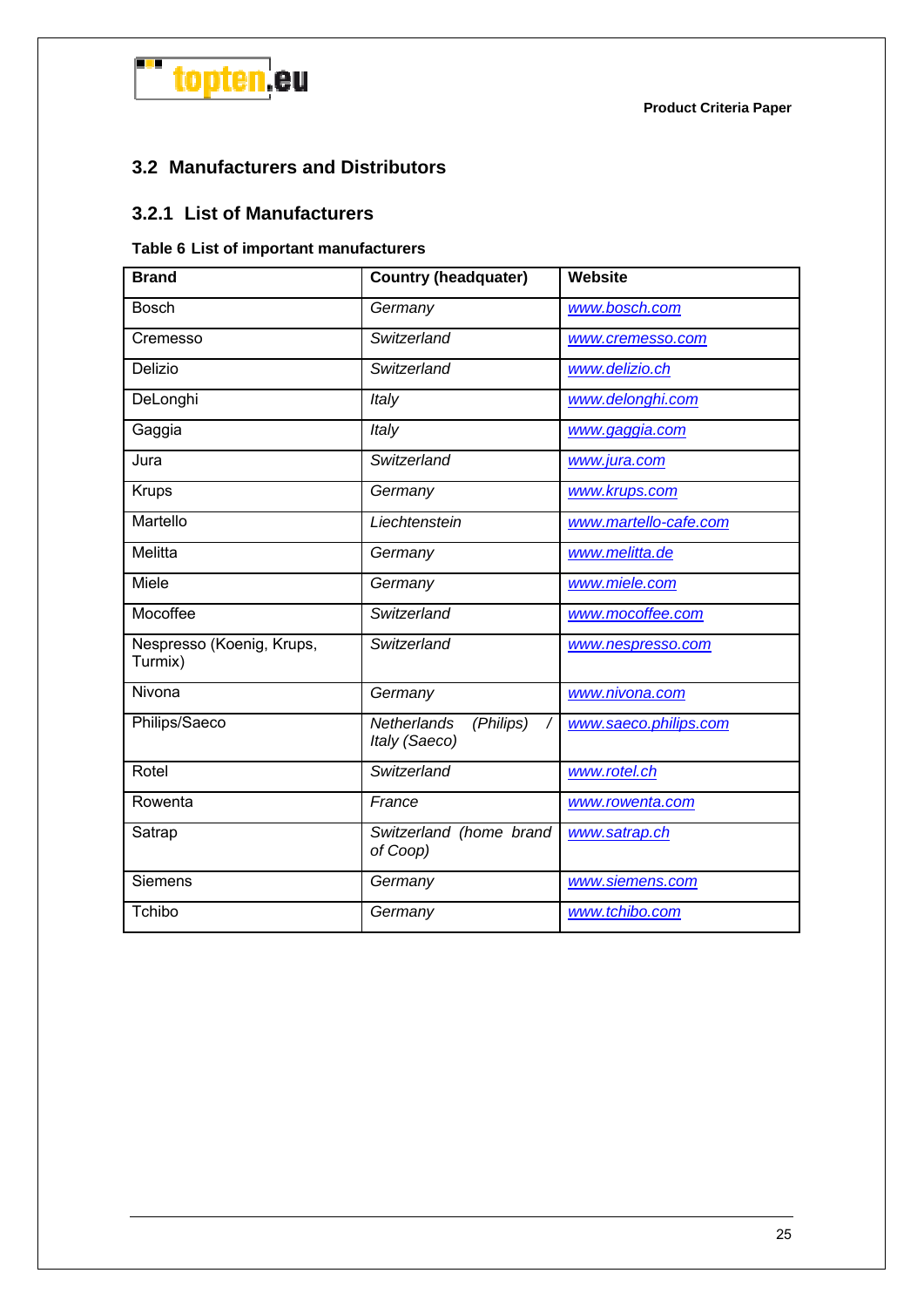## 3.2 Manufacturers and Distributors

### 3.2.1 List of Manufacturers

**Table 6 List of important manufacturers**

| Brand | Country (headquater) | Website |
|---|---|---|
| Bosch | *Germany* | www.bosch.com |
| Cremesso | *Switzerland* | www.cremesso.com |
| Delizio | *Switzerland* | www.delizio.ch |
| DeLonghi | *Italy* | www.delonghi.com |
| Gaggia | *Italy* | www.gaggia.com |
| Jura | *Switzerland* | www.jura.com |
| Krups | *Germany* | www.krups.com |
| Martello | *Liechtenstein* | www.martello-cafe.com |
| Melitta | *Germany* | www.melitta.de |
| Miele | *Germany* | www.miele.com |
| Mocoffee | *Switzerland* | www.mocoffee.com |
| Nespresso (Koenig, Krups, Turmix) | *Switzerland* | www.nespresso.com |
| Nivona | *Germany* | www.nivona.com |
| Philips/Saeco | *Netherlands (Philips) / Italy (Saeco)* | www.saeco.philips.com |
| Rotel | *Switzerland* | www.rotel.ch |
| Rowenta | *France* | www.rowenta.com |
| Satrap | *Switzerland (home brand of Coop)* | www.satrap.ch |
| Siemens | *Germany* | www.siemens.com |
| Tchibo | *Germany* | www.tchibo.com |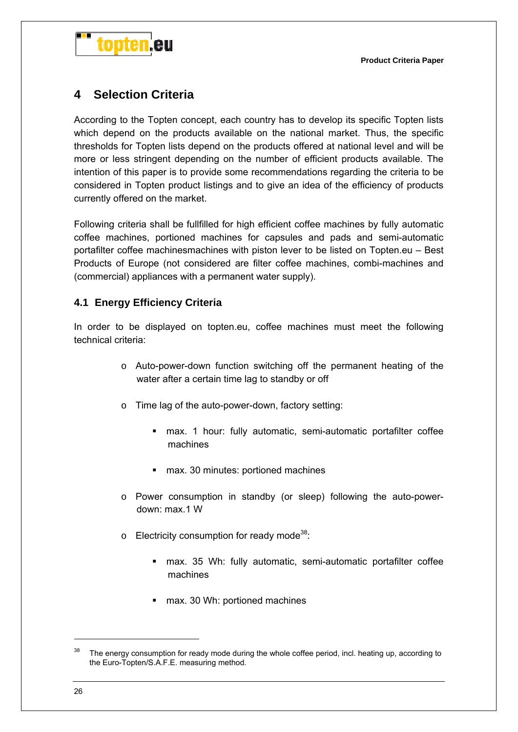# 4 Selection Criteria

According to the Topten concept, each country has to develop its specific Topten lists which depend on the products available on the national market. Thus, the specific thresholds for Topten lists depend on the products offered at national level and will be more or less stringent depending on the number of efficient products available. The intention of this paper is to provide some recommendations regarding the criteria to be considered in Topten product listings and to give an idea of the efficiency of products currently offered on the market.

Following criteria shall be fullfilled for high efficient coffee machines by fully automatic coffee machines, portioned machines for capsules and pads and semi-automatic portafilter coffee machinesmachines with piston lever to be listed on Topten.eu – Best Products of Europe (not considered are filter coffee machines, combi-machines and (commercial) appliances with a permanent water supply).

## 4.1 Energy Efficiency Criteria

In order to be displayed on topten.eu, coffee machines must meet the following technical criteria:

- Auto-power-down function switching off the permanent heating of the water after a certain time lag to standby or off
- Time lag of the auto-power-down, factory setting:
  - max. 1 hour: fully automatic, semi-automatic portafilter coffee machines
  - max. 30 minutes: portioned machines
- Power consumption in standby (or sleep) following the auto-power-down: max.1 W
- Electricity consumption for ready mode[38]:
  - max. 35 Wh: fully automatic, semi-automatic portafilter coffee machines
  - max. 30 Wh: portioned machines

---

[38] The energy consumption for ready mode during the whole coffee period, incl. heating up, according to the Euro-Topten/S.A.F.E. measuring method.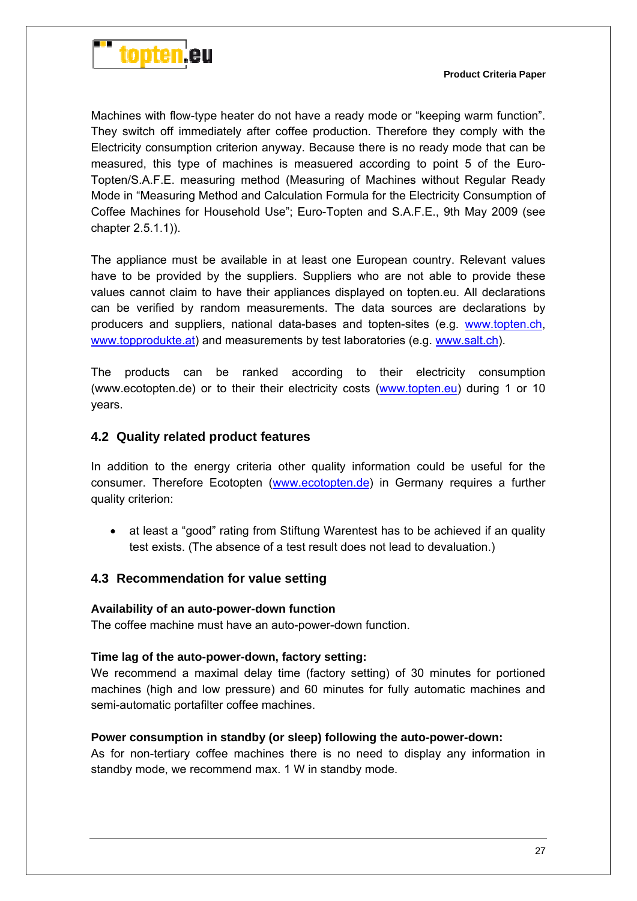Machines with flow-type heater do not have a ready mode or "keeping warm function". They switch off immediately after coffee production. Therefore they comply with the Electricity consumption criterion anyway. Because there is no ready mode that can be measured, this type of machines is meaured according to point 5 of the Euro-Topten/S.A.F.E. measuring method (Measuring of Machines without Regular Ready Mode in "Measuring Method and Calculation Formula for the Electricity Consumption of Coffee Machines for Household Use"; Euro-Topten and S.A.F.E., 9th May 2009 (see chapter 2.5.1.1)).

The appliance must be available in at least one European country. Relevant values have to be provided by the suppliers. Suppliers who are not able to provide these values cannot claim to have their appliances displayed on topten.eu. All declarations can be verified by random measurements. The data sources are declarations by producers and suppliers, national data-bases and topten-sites (e.g. www.topten.ch, www.topprodukte.at) and measurements by test laboratories (e.g. www.salt.ch).

The products can be ranked according to their electricity consumption (www.ecotopten.de) or to their their electricity costs (www.topten.eu) during 1 or 10 years.

## 4.2 Quality related product features

In addition to the energy criteria other quality information could be useful for the consumer. Therefore Ecotopten (www.ecotopten.de) in Germany requires a further quality criterion:

- at least a "good" rating from Stiftung Warentest has to be achieved if an quality test exists. (The absence of a test result does not lead to devaluation.)

## 4.3 Recommendation for value setting

**Availability of an auto-power-down function**
The coffee machine must have an auto-power-down function.

**Time lag of the auto-power-down, factory setting:**
We recommend a maximal delay time (factory setting) of 30 minutes for portioned machines (high and low pressure) and 60 minutes for fully automatic machines and semi-automatic portafilter coffee machines.

**Power consumption in standby (or sleep) following the auto-power-down:**
As for non-tertiary coffee machines there is no need to display any information in standby mode, we recommend max. 1 W in standby mode.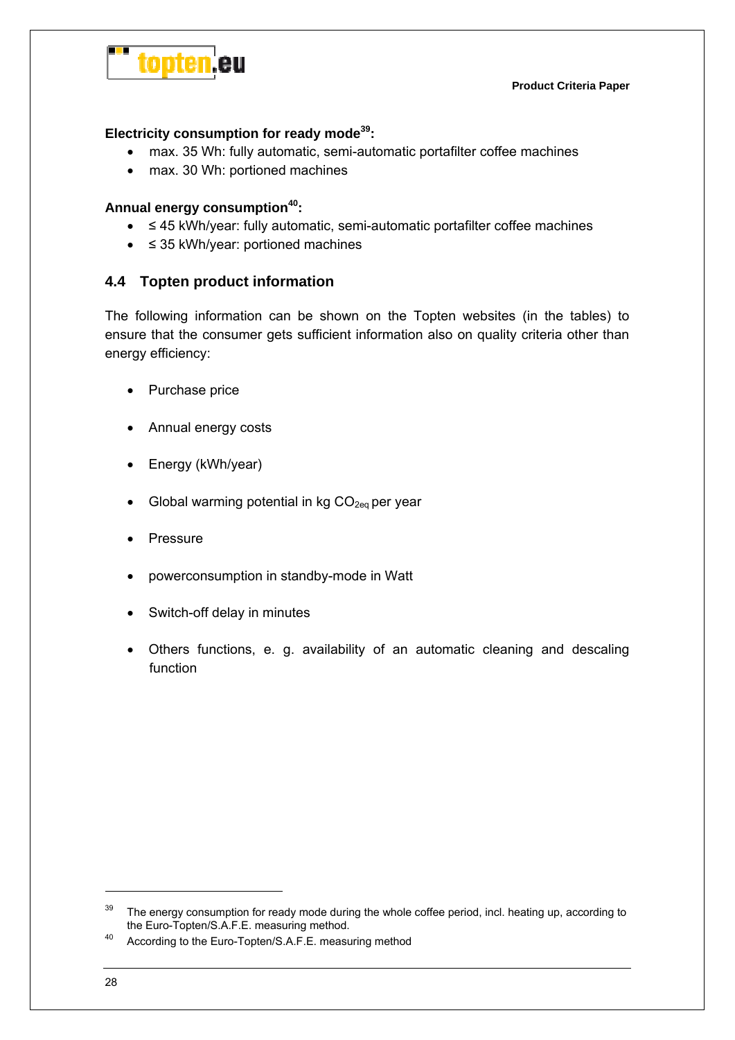**Electricity consumption for ready mode[39]:**

- max. 35 Wh: fully automatic, semi-automatic portafilter coffee machines
- max. 30 Wh: portioned machines

**Annual energy consumption[40]:**

- ≤ 45 kWh/year: fully automatic, semi-automatic portafilter coffee machines
- ≤ 35 kWh/year: portioned machines

## 4.4 Topten product information

The following information can be shown on the Topten websites (in the tables) to ensure that the consumer gets sufficient information also on quality criteria other than energy efficiency:

- Purchase price
- Annual energy costs
- Energy (kWh/year)
- Global warming potential in kg $CO_{2eq}$ per year
- Pressure
- powerconsumption in standby-mode in Watt
- Switch-off delay in minutes
- Others functions, e. g. availability of an automatic cleaning and descaling function

---

[39] The energy consumption for ready mode during the whole coffee period, incl. heating up, according to the Euro-Topten/S.A.F.E. measuring method.

[40] According to the Euro-Topten/S.A.F.E. measuring method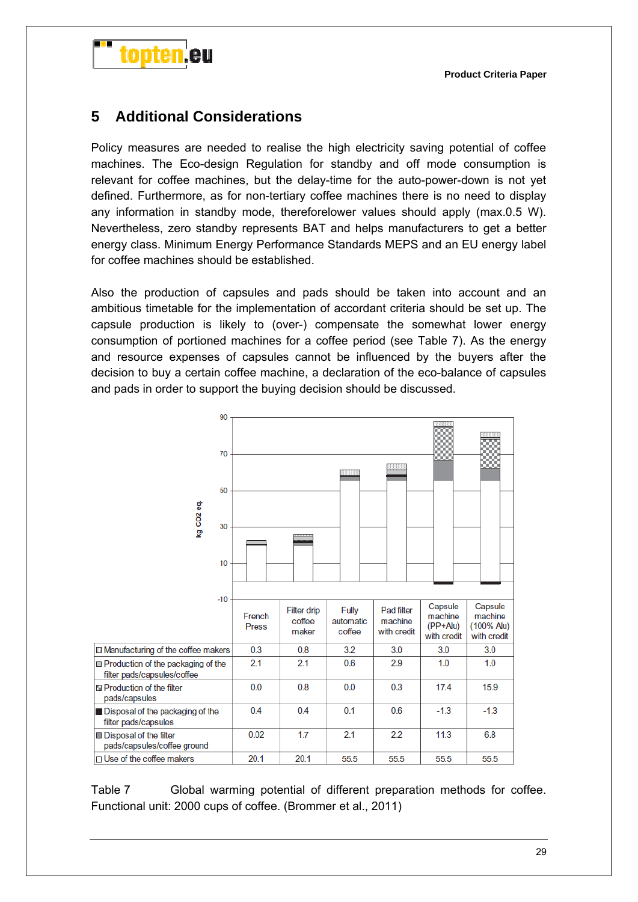## 5 Additional Considerations

Policy measures are needed to realise the high electricity saving potential of coffee machines. The Eco-design Regulation for standby and off mode consumption is relevant for coffee machines, but the delay-time for the auto-power-down is not yet defined. Furthermore, as for non-tertiary coffee machines there is no need to display any information in standby mode, thereforelower values should apply (max.0.5 W). Nevertheless, zero standby represents BAT and helps manufacturers to get a better energy class. Minimum Energy Performance Standards MEPS and an EU energy label for coffee machines should be established.

Also the production of capsules and pads should be taken into account and an ambitious timetable for the implementation of accordant criteria should be set up. The capsule production is likely to (over-) compensate the somewhat lower energy consumption of portioned machines for a coffee period (see Table 7). As the energy and resource expenses of capsules cannot be influenced by the buyers after the decision to buy a certain coffee machine, a declaration of the eco-balance of capsules and pads in order to support the buying decision should be discussed.

| kg CO2 eq. | French Press | Filter drip coffee maker | Fully automatic coffee | Pad filter machine with credit | Capsule machine (PP+Alu) with credit | Capsule machine (100% Alu) with credit |
|---|---|---|---|---|---|---|
| Manufacturing of the coffee makers | 0.3 | 0.8 | 3.2 | 3.0 | 3.0 | 3.0 |
| Production of the packaging of the filter pads/capsules/coffee | 2.1 | 2.1 | 0.6 | 2.9 | 1.0 | 1.0 |
| Production of the filter pads/capsules | 0.0 | 0.8 | 0.0 | 0.3 | 17.4 | 15.9 |
| Disposal of the packaging of the filter pads/capsules | 0.4 | 0.4 | 0.1 | 0.6 | -1.3 | -1.3 |
| Disposal of the filter pads/capsules/coffee ground | 0.02 | 1.7 | 2.1 | 2.2 | 11.3 | 6.8 |
| Use of the coffee makers | 20.1 | 20.1 | 55.5 | 55.5 | 55.5 | 55.5 |

Table 7 Global warming potential of different preparation methods for coffee. Functional unit: 2000 cups of coffee. (Brommer et al., 2011)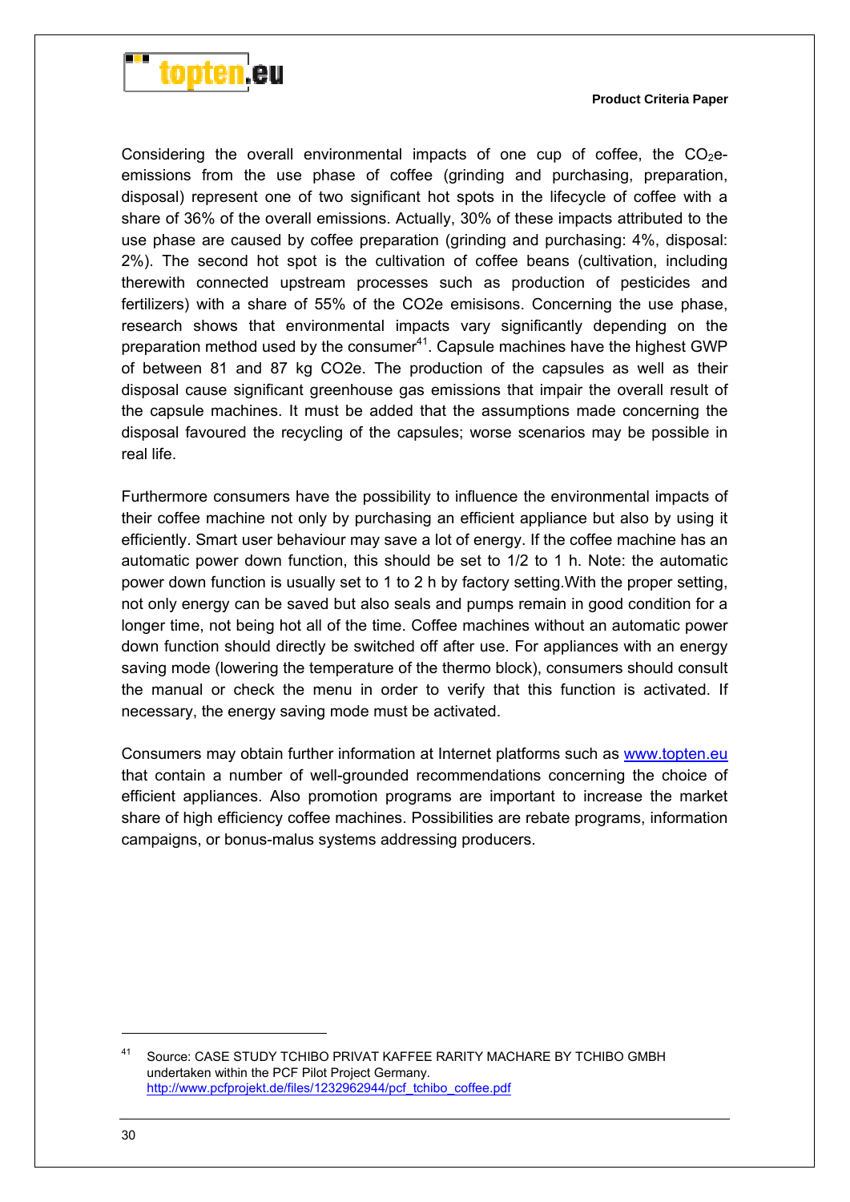Considering the overall environmental impacts of one cup of coffee, the $CO_2$e-emissions from the use phase of coffee (grinding and purchasing, preparation, disposal) represent one of two significant hot spots in the lifecycle of coffee with a share of 36% of the overall emissions. Actually, 30% of these impacts attributed to the use phase are caused by coffee preparation (grinding and purchasing: 4%, disposal: 2%). The second hot spot is the cultivation of coffee beans (cultivation, including therewith connected upstream processes such as production of pesticides and fertilizers) with a share of 55% of the CO2e emisisons. Concerning the use phase, research shows that environmental impacts vary significantly depending on the preparation method used by the consumer[41]. Capsule machines have the highest GWP of between 81 and 87 kg CO2e. The production of the capsules as well as their disposal cause significant greenhouse gas emissions that impair the overall result of the capsule machines. It must be added that the assumptions made concerning the disposal favoured the recycling of the capsules; worse scenarios may be possible in real life.

Furthermore consumers have the possibility to influence the environmental impacts of their coffee machine not only by purchasing an efficient appliance but also by using it efficiently. Smart user behaviour may save a lot of energy. If the coffee machine has an automatic power down function, this should be set to 1/2 to 1 h. Note: the automatic power down function is usually set to 1 to 2 h by factory setting.With the proper setting, not only energy can be saved but also seals and pumps remain in good condition for a longer time, not being hot all of the time. Coffee machines without an automatic power down function should directly be switched off after use. For appliances with an energy saving mode (lowering the temperature of the thermo block), consumers should consult the manual or check the menu in order to verify that this function is activated. If necessary, the energy saving mode must be activated.

Consumers may obtain further information at Internet platforms such as www.topten.eu that contain a number of well-grounded recommendations concerning the choice of efficient appliances. Also promotion programs are important to increase the market share of high efficiency coffee machines. Possibilities are rebate programs, information campaigns, or bonus-malus systems addressing producers.

---

[41] Source: CASE STUDY TCHIBO PRIVAT KAFFEE RARITY MACHARE BY TCHIBO GMBH undertaken within the PCF Pilot Project Germany. http://www.pcfprojekt.de/files/1232962944/pcf_tchibo_coffee.pdf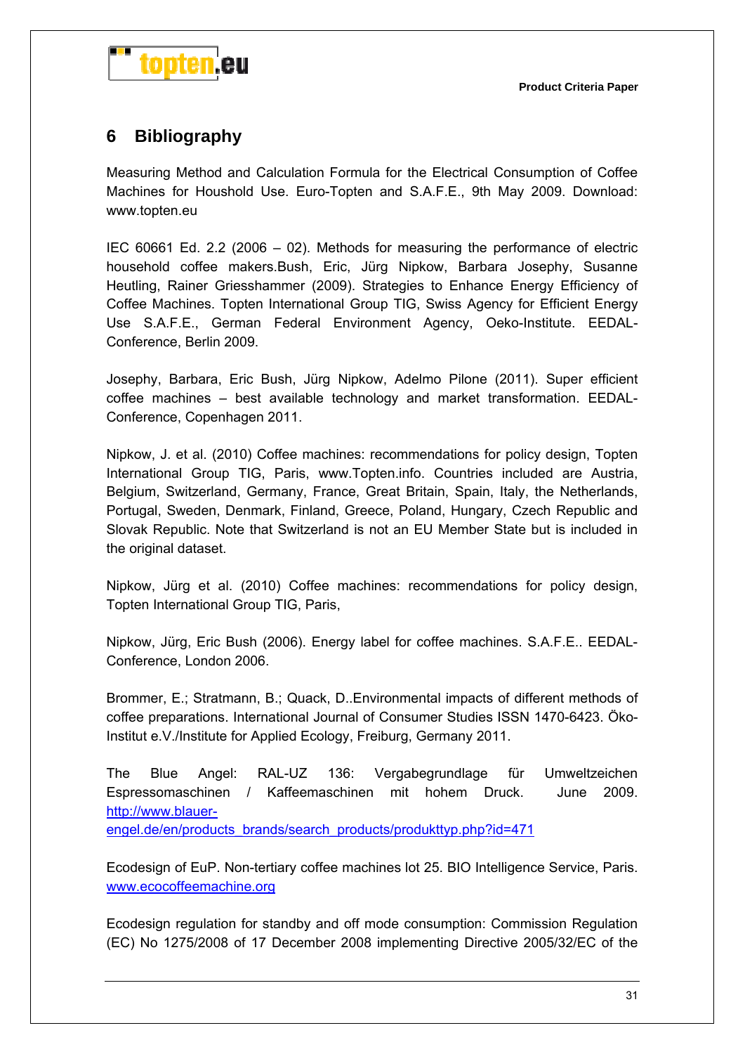## 6 Bibliography

Measuring Method and Calculation Formula for the Electrical Consumption of Coffee Machines for Houshold Use. Euro-Topten and S.A.F.E., 9th May 2009. Download: www.topten.eu

IEC 60661 Ed. 2.2 (2006 – 02). Methods for measuring the performance of electric household coffee makers.Bush, Eric, Jürg Nipkow, Barbara Josephy, Susanne Heutling, Rainer Griesshammer (2009). Strategies to Enhance Energy Efficiency of Coffee Machines. Topten International Group TIG, Swiss Agency for Efficient Energy Use S.A.F.E., German Federal Environment Agency, Oeko-Institute. EEDAL-Conference, Berlin 2009.

Josephy, Barbara, Eric Bush, Jürg Nipkow, Adelmo Pilone (2011). Super efficient coffee machines – best available technology and market transformation. EEDAL-Conference, Copenhagen 2011.

Nipkow, J. et al. (2010) Coffee machines: recommendations for policy design, Topten International Group TIG, Paris, www.Topten.info. Countries included are Austria, Belgium, Switzerland, Germany, France, Great Britain, Spain, Italy, the Netherlands, Portugal, Sweden, Denmark, Finland, Greece, Poland, Hungary, Czech Republic and Slovak Republic. Note that Switzerland is not an EU Member State but is included in the original dataset.

Nipkow, Jürg et al. (2010) Coffee machines: recommendations for policy design, Topten International Group TIG, Paris,

Nipkow, Jürg, Eric Bush (2006). Energy label for coffee machines. S.A.F.E.. EEDAL-Conference, London 2006.

Brommer, E.; Stratmann, B.; Quack, D..Environmental impacts of different methods of coffee preparations. International Journal of Consumer Studies ISSN 1470-6423. Öko-Institut e.V./Institute for Applied Ecology, Freiburg, Germany 2011.

The Blue Angel: RAL-UZ 136: Vergabegrundlage für Umweltzeichen Espressomaschinen / Kaffeemaschinen mit hohem Druck. June 2009. http://www.blauer-engel.de/en/products_brands/search_products/produkttyp.php?id=471

Ecodesign of EuP. Non-tertiary coffee machines lot 25. BIO Intelligence Service, Paris. www.ecocoffeemachine.org

Ecodesign regulation for standby and off mode consumption: Commission Regulation (EC) No 1275/2008 of 17 December 2008 implementing Directive 2005/32/EC of the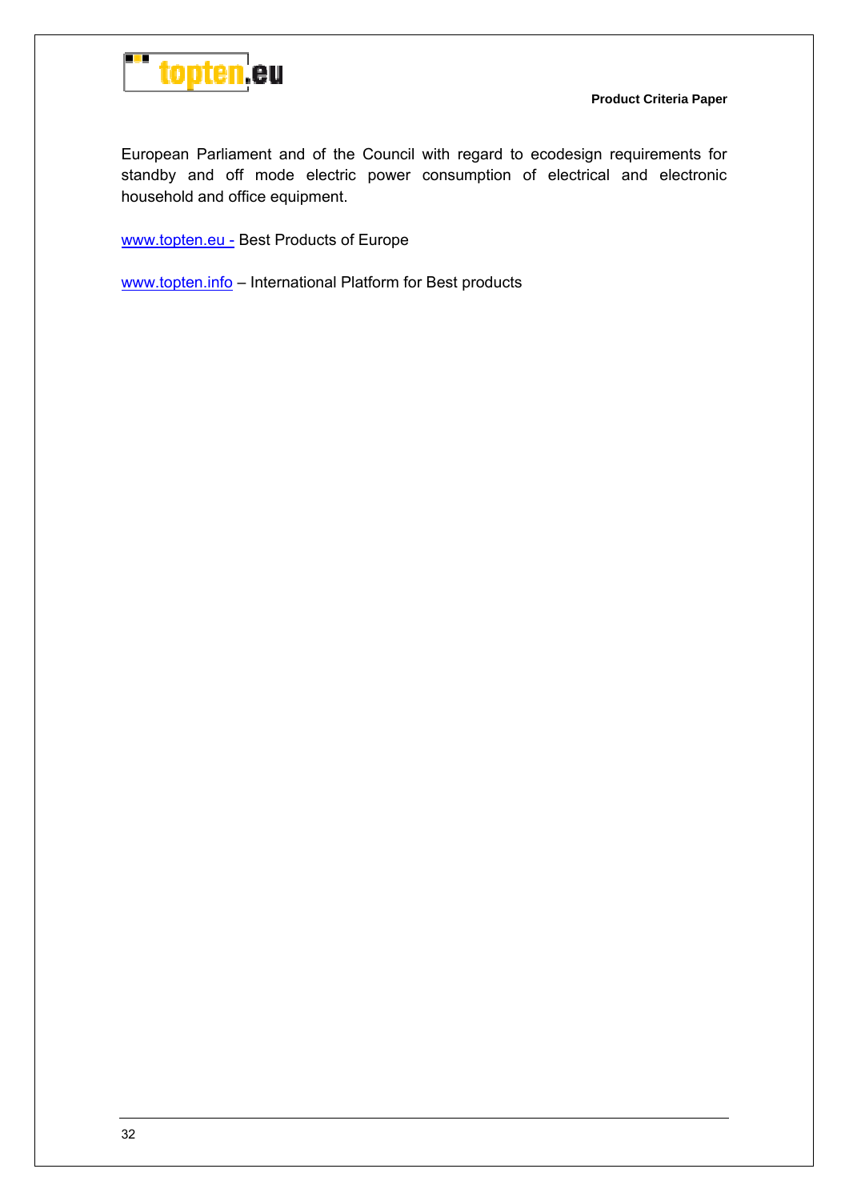European Parliament and of the Council with regard to ecodesign requirements for standby and off mode electric power consumption of electrical and electronic household and office equipment.

www.topten.eu - Best Products of Europe

www.topten.info – International Platform for Best products